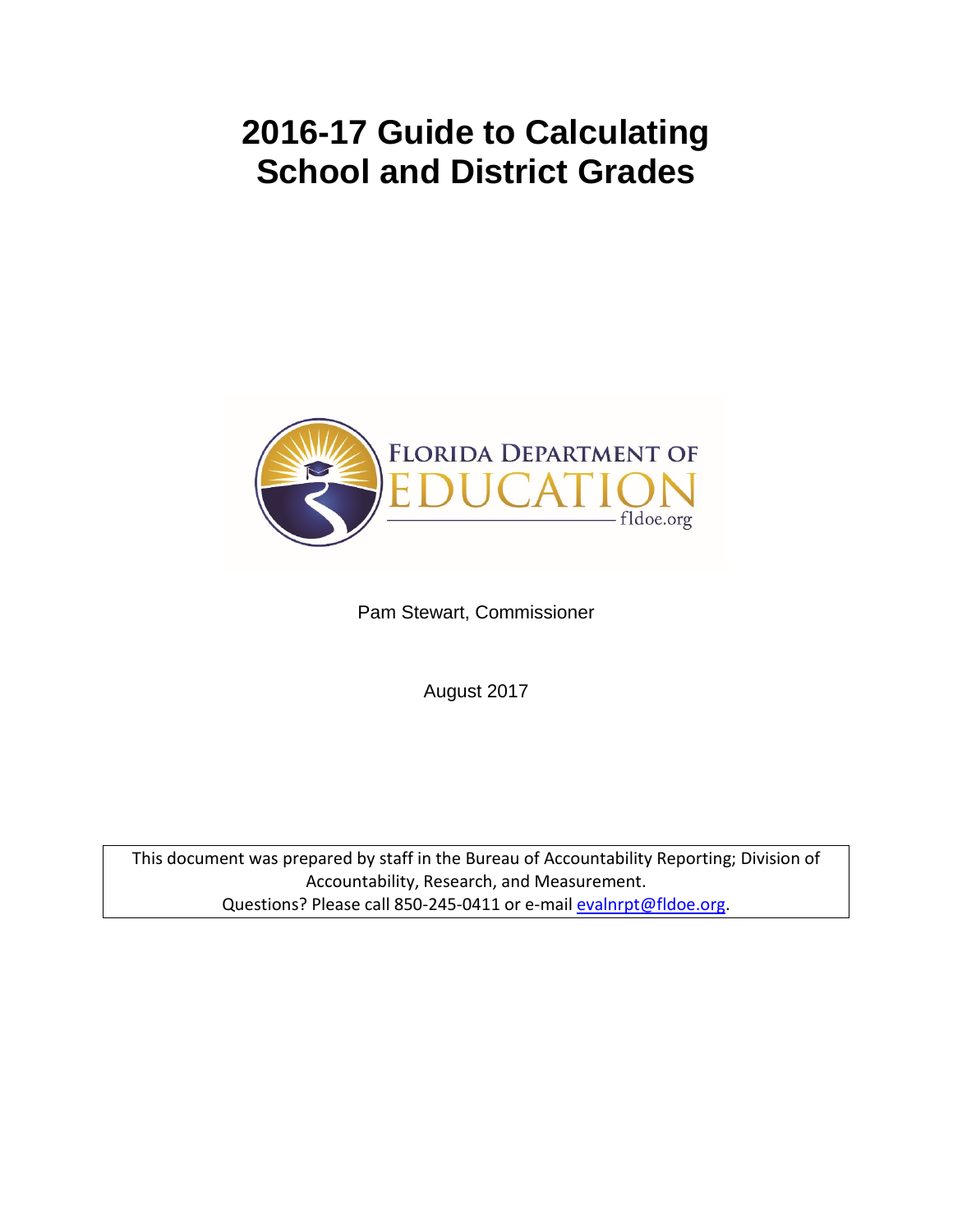# 2016-17 Guide to Calculating School and District Grades

FLORIDA DEPARTMENT OF EDUCATION

fldoe.org

Pam Stewart, Commissioner

August 2017

This document was prepared by staff in the Bureau of Accountability Reporting; Division of Accountability, Research, and Measurement.
Questions? Please call 850-245-0411 or e-mail evalnrpt@fldoe.org.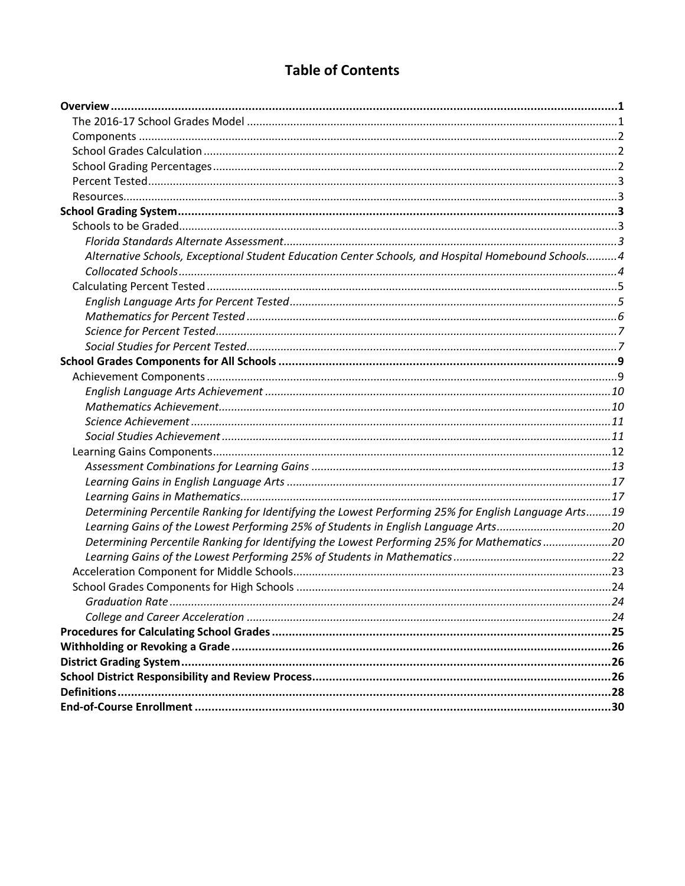# Table of Contents

- **Overview** ..... **1**
  - The 2016-17 School Grades Model ..... 1
  - Components ..... 2
  - School Grades Calculation ..... 2
  - School Grading Percentages ..... 2
  - Percent Tested ..... 3
  - Resources ..... 3
- **School Grading System** ..... **3**
  - Schools to be Graded ..... 3
    - *Florida Standards Alternate Assessment* ..... 3
    - *Alternative Schools, Exceptional Student Education Center Schools, and Hospital Homebound Schools* ..... 4
    - *Collocated Schools* ..... 4
  - Calculating Percent Tested ..... 5
    - *English Language Arts for Percent Tested* ..... 5
    - *Mathematics for Percent Tested* ..... 6
    - *Science for Percent Tested* ..... 7
    - *Social Studies for Percent Tested* ..... 7
- **School Grades Components for All Schools** ..... **9**
  - Achievement Components ..... 9
    - *English Language Arts Achievement* ..... 10
    - *Mathematics Achievement* ..... 10
    - *Science Achievement* ..... 11
    - *Social Studies Achievement* ..... 11
  - Learning Gains Components ..... 12
    - *Assessment Combinations for Learning Gains* ..... 13
    - *Learning Gains in English Language Arts* ..... 17
    - *Learning Gains in Mathematics* ..... 17
    - *Determining Percentile Ranking for Identifying the Lowest Performing 25% for English Language Arts* ..... 19
    - *Learning Gains of the Lowest Performing 25% of Students in English Language Arts* ..... 20
    - *Determining Percentile Ranking for Identifying the Lowest Performing 25% for Mathematics* ..... 20
    - *Learning Gains of the Lowest Performing 25% of Students in Mathematics* ..... 22
  - Acceleration Component for Middle Schools ..... 23
  - School Grades Components for High Schools ..... 24
    - *Graduation Rate* ..... 24
    - *College and Career Acceleration* ..... 24
- **Procedures for Calculating School Grades** ..... **25**
- **Withholding or Revoking a Grade** ..... **26**
- **District Grading System** ..... **26**
- **School District Responsibility and Review Process** ..... **26**
- **Definitions** ..... **28**
- **End-of-Course Enrollment** ..... **30**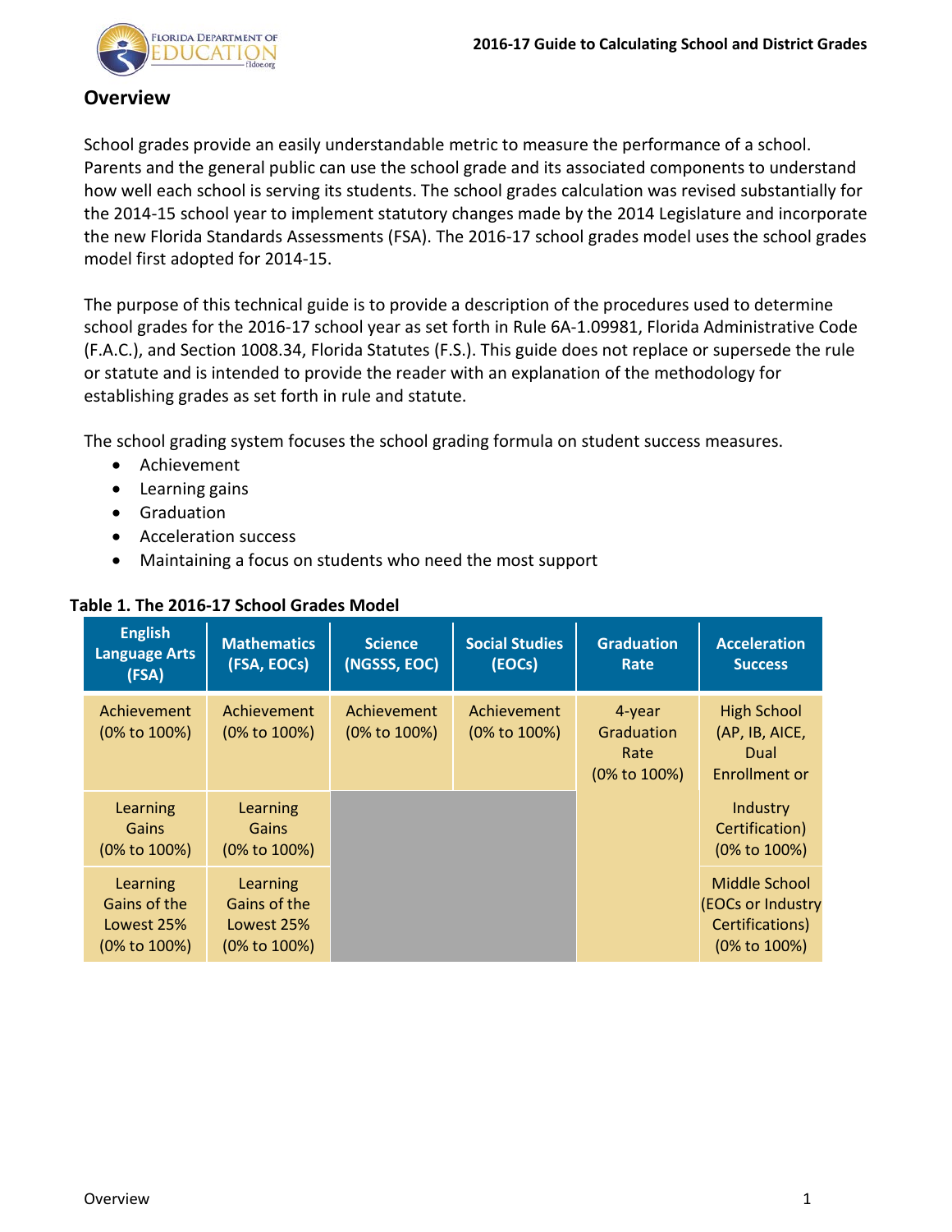## Overview

School grades provide an easily understandable metric to measure the performance of a school. Parents and the general public can use the school grade and its associated components to understand how well each school is serving its students. The school grades calculation was revised substantially for the 2014-15 school year to implement statutory changes made by the 2014 Legislature and incorporate the new Florida Standards Assessments (FSA). The 2016-17 school grades model uses the school grades model first adopted for 2014-15.

The purpose of this technical guide is to provide a description of the procedures used to determine school grades for the 2016-17 school year as set forth in Rule 6A-1.09981, Florida Administrative Code (F.A.C.), and Section 1008.34, Florida Statutes (F.S.). This guide does not replace or supersede the rule or statute and is intended to provide the reader with an explanation of the methodology for establishing grades as set forth in rule and statute.

The school grading system focuses the school grading formula on student success measures.

- Achievement
- Learning gains
- Graduation
- Acceleration success
- Maintaining a focus on students who need the most support

**Table 1. The 2016-17 School Grades Model**

| English Language Arts (FSA) | Mathematics (FSA, EOCs) | Science (NGSSS, EOC) | Social Studies (EOCs) | Graduation Rate | Acceleration Success |
|---|---|---|---|---|---|
| Achievement (0% to 100%) | Achievement (0% to 100%) | Achievement (0% to 100%) | Achievement (0% to 100%) | 4-year Graduation Rate (0% to 100%) | High School (AP, IB, AICE, Dual Enrollment or Industry Certification) (0% to 100%) |
| Learning Gains (0% to 100%) | Learning Gains (0% to 100%) | | | | |
| Learning Gains of the Lowest 25% (0% to 100%) | Learning Gains of the Lowest 25% (0% to 100%) | | | | Middle School (EOCs or Industry Certifications) (0% to 100%) |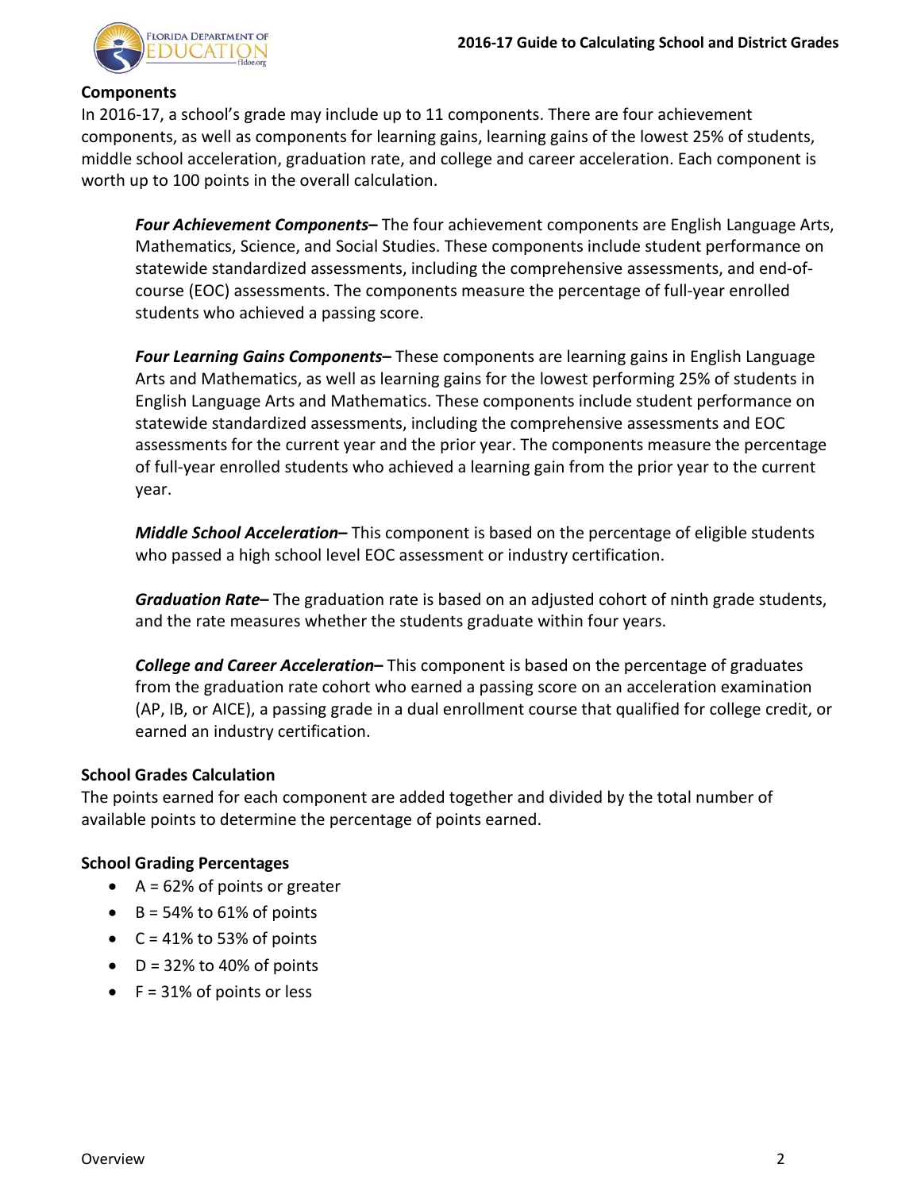## Components

In 2016-17, a school's grade may include up to 11 components. There are four achievement components, as well as components for learning gains, learning gains of the lowest 25% of students, middle school acceleration, graduation rate, and college and career acceleration. Each component is worth up to 100 points in the overall calculation.

> ***Four Achievement Components–*** The four achievement components are English Language Arts, Mathematics, Science, and Social Studies. These components include student performance on statewide standardized assessments, including the comprehensive assessments, and end-of-course (EOC) assessments. The components measure the percentage of full-year enrolled students who achieved a passing score.
>
> ***Four Learning Gains Components–*** These components are learning gains in English Language Arts and Mathematics, as well as learning gains for the lowest performing 25% of students in English Language Arts and Mathematics. These components include student performance on statewide standardized assessments, including the comprehensive assessments and EOC assessments for the current year and the prior year. The components measure the percentage of full-year enrolled students who achieved a learning gain from the prior year to the current year.
>
> ***Middle School Acceleration–*** This component is based on the percentage of eligible students who passed a high school level EOC assessment or industry certification.
>
> ***Graduation Rate–*** The graduation rate is based on an adjusted cohort of ninth grade students, and the rate measures whether the students graduate within four years.
>
> ***College and Career Acceleration–*** This component is based on the percentage of graduates from the graduation rate cohort who earned a passing score on an acceleration examination (AP, IB, or AICE), a passing grade in a dual enrollment course that qualified for college credit, or earned an industry certification.

## School Grades Calculation

The points earned for each component are added together and divided by the total number of available points to determine the percentage of points earned.

## School Grading Percentages

- A = 62% of points or greater
- B = 54% to 61% of points
- C = 41% to 53% of points
- D = 32% to 40% of points
- F = 31% of points or less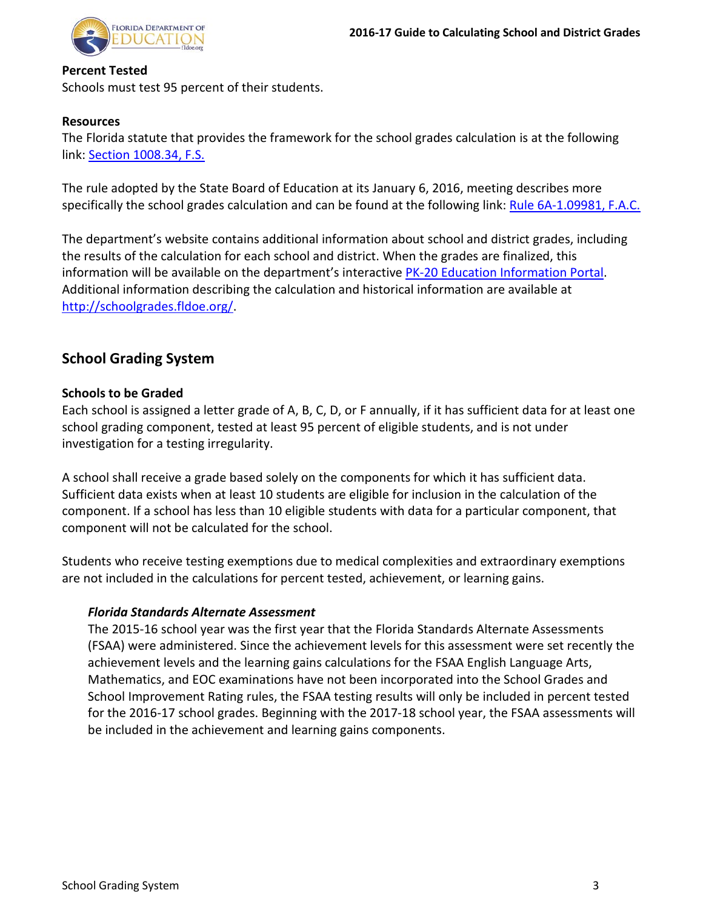**Percent Tested**

Schools must test 95 percent of their students.

**Resources**

The Florida statute that provides the framework for the school grades calculation is at the following link: [Section 1008.34, F.S.](#)

The rule adopted by the State Board of Education at its January 6, 2016, meeting describes more specifically the school grades calculation and can be found at the following link: [Rule 6A-1.09981, F.A.C.](#)

The department's website contains additional information about school and district grades, including the results of the calculation for each school and district. When the grades are finalized, this information will be available on the department's interactive [PK-20 Education Information Portal](#). Additional information describing the calculation and historical information are available at [http://schoolgrades.fldoe.org/](http://schoolgrades.fldoe.org/).

## School Grading System

**Schools to be Graded**

Each school is assigned a letter grade of A, B, C, D, or F annually, if it has sufficient data for at least one school grading component, tested at least 95 percent of eligible students, and is not under investigation for a testing irregularity.

A school shall receive a grade based solely on the components for which it has sufficient data. Sufficient data exists when at least 10 students are eligible for inclusion in the calculation of the component. If a school has less than 10 eligible students with data for a particular component, that component will not be calculated for the school.

Students who receive testing exemptions due to medical complexities and extraordinary exemptions are not included in the calculations for percent tested, achievement, or learning gains.

***Florida Standards Alternate Assessment***

The 2015-16 school year was the first year that the Florida Standards Alternate Assessments (FSAA) were administered. Since the achievement levels for this assessment were set recently the achievement levels and the learning gains calculations for the FSAA English Language Arts, Mathematics, and EOC examinations have not been incorporated into the School Grades and School Improvement Rating rules, the FSAA testing results will only be included in percent tested for the 2016-17 school grades. Beginning with the 2017-18 school year, the FSAA assessments will be included in the achievement and learning gains components.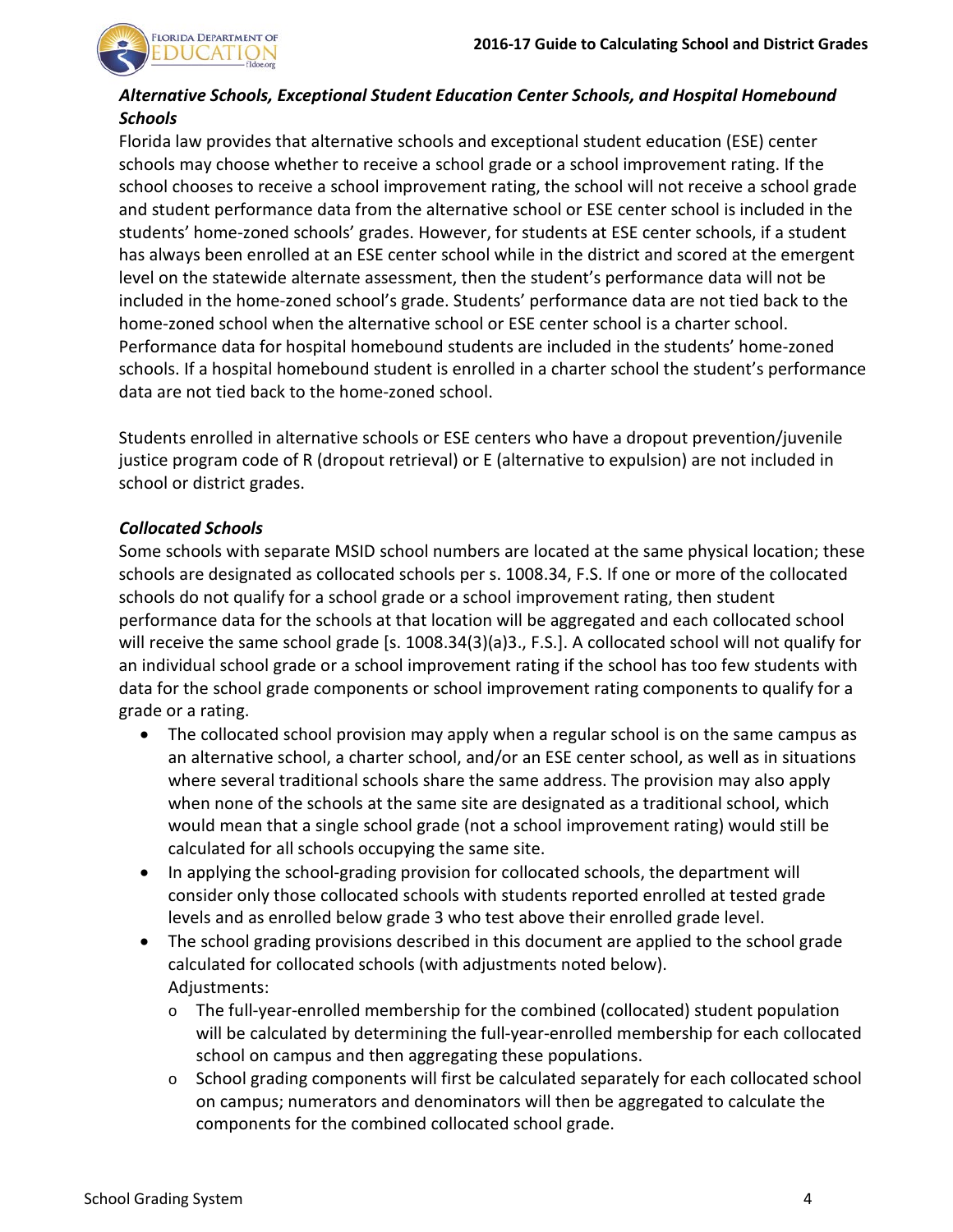***Alternative Schools, Exceptional Student Education Center Schools, and Hospital Homebound Schools***

Florida law provides that alternative schools and exceptional student education (ESE) center schools may choose whether to receive a school grade or a school improvement rating. If the school chooses to receive a school improvement rating, the school will not receive a school grade and student performance data from the alternative school or ESE center school is included in the students' home-zoned schools' grades. However, for students at ESE center schools, if a student has always been enrolled at an ESE center school while in the district and scored at the emergent level on the statewide alternate assessment, then the student's performance data will not be included in the home-zoned school's grade. Students' performance data are not tied back to the home-zoned school when the alternative school or ESE center school is a charter school. Performance data for hospital homebound students are included in the students' home-zoned schools. If a hospital homebound student is enrolled in a charter school the student's performance data are not tied back to the home-zoned school.

Students enrolled in alternative schools or ESE centers who have a dropout prevention/juvenile justice program code of R (dropout retrieval) or E (alternative to expulsion) are not included in school or district grades.

***Collocated Schools***

Some schools with separate MSID school numbers are located at the same physical location; these schools are designated as collocated schools per s. 1008.34, F.S. If one or more of the collocated schools do not qualify for a school grade or a school improvement rating, then student performance data for the schools at that location will be aggregated and each collocated school will receive the same school grade [s. 1008.34(3)(a)3., F.S.]. A collocated school will not qualify for an individual school grade or a school improvement rating if the school has too few students with data for the school grade components or school improvement rating components to qualify for a grade or a rating.

- The collocated school provision may apply when a regular school is on the same campus as an alternative school, a charter school, and/or an ESE center school, as well as in situations where several traditional schools share the same address. The provision may also apply when none of the schools at the same site are designated as a traditional school, which would mean that a single school grade (not a school improvement rating) would still be calculated for all schools occupying the same site.
- In applying the school-grading provision for collocated schools, the department will consider only those collocated schools with students reported enrolled at tested grade levels and as enrolled below grade 3 who test above their enrolled grade level.
- The school grading provisions described in this document are applied to the school grade calculated for collocated schools (with adjustments noted below).
  Adjustments:
  - The full-year-enrolled membership for the combined (collocated) student population will be calculated by determining the full-year-enrolled membership for each collocated school on campus and then aggregating these populations.
  - School grading components will first be calculated separately for each collocated school on campus; numerators and denominators will then be aggregated to calculate the components for the combined collocated school grade.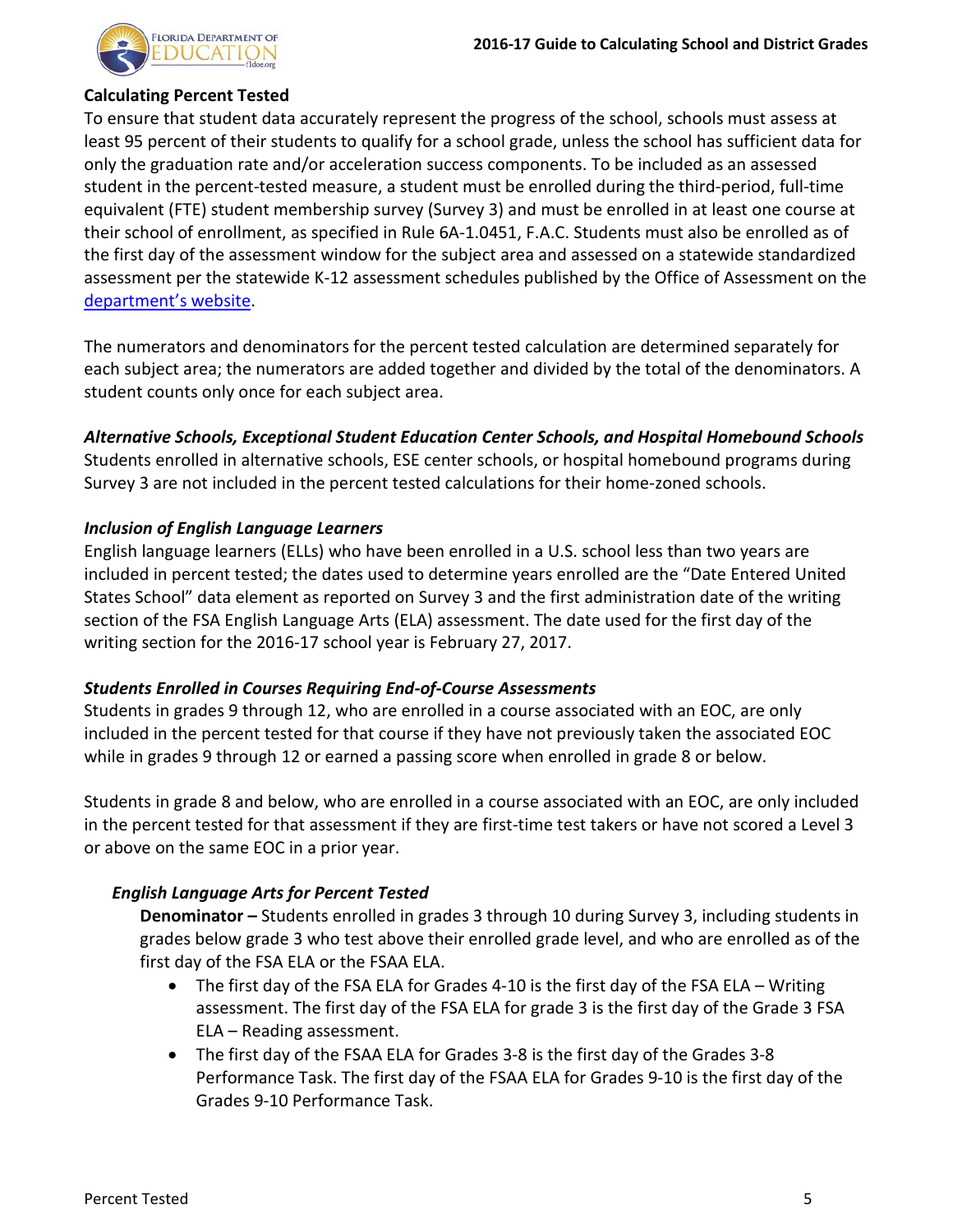**Calculating Percent Tested**

To ensure that student data accurately represent the progress of the school, schools must assess at least 95 percent of their students to qualify for a school grade, unless the school has sufficient data for only the graduation rate and/or acceleration success components. To be included as an assessed student in the percent-tested measure, a student must be enrolled during the third-period, full-time equivalent (FTE) student membership survey (Survey 3) and must be enrolled in at least one course at their school of enrollment, as specified in Rule 6A-1.0451, F.A.C. Students must also be enrolled as of the first day of the assessment window for the subject area and assessed on a statewide standardized assessment per the statewide K-12 assessment schedules published by the Office of Assessment on the [department's website](#).

The numerators and denominators for the percent tested calculation are determined separately for each subject area; the numerators are added together and divided by the total of the denominators. A student counts only once for each subject area.

***Alternative Schools, Exceptional Student Education Center Schools, and Hospital Homebound Schools***

Students enrolled in alternative schools, ESE center schools, or hospital homebound programs during Survey 3 are not included in the percent tested calculations for their home-zoned schools.

***Inclusion of English Language Learners***

English language learners (ELLs) who have been enrolled in a U.S. school less than two years are included in percent tested; the dates used to determine years enrolled are the "Date Entered United States School" data element as reported on Survey 3 and the first administration date of the writing section of the FSA English Language Arts (ELA) assessment. The date used for the first day of the writing section for the 2016-17 school year is February 27, 2017.

***Students Enrolled in Courses Requiring End-of-Course Assessments***

Students in grades 9 through 12, who are enrolled in a course associated with an EOC, are only included in the percent tested for that course if they have not previously taken the associated EOC while in grades 9 through 12 or earned a passing score when enrolled in grade 8 or below.

Students in grade 8 and below, who are enrolled in a course associated with an EOC, are only included in the percent tested for that assessment if they are first-time test takers or have not scored a Level 3 or above on the same EOC in a prior year.

***English Language Arts for Percent Tested***

**Denominator –** Students enrolled in grades 3 through 10 during Survey 3, including students in grades below grade 3 who test above their enrolled grade level, and who are enrolled as of the first day of the FSA ELA or the FSAA ELA.

- The first day of the FSA ELA for Grades 4-10 is the first day of the FSA ELA – Writing assessment. The first day of the FSA ELA for grade 3 is the first day of the Grade 3 FSA ELA – Reading assessment.
- The first day of the FSAA ELA for Grades 3-8 is the first day of the Grades 3-8 Performance Task. The first day of the FSAA ELA for Grades 9-10 is the first day of the Grades 9-10 Performance Task.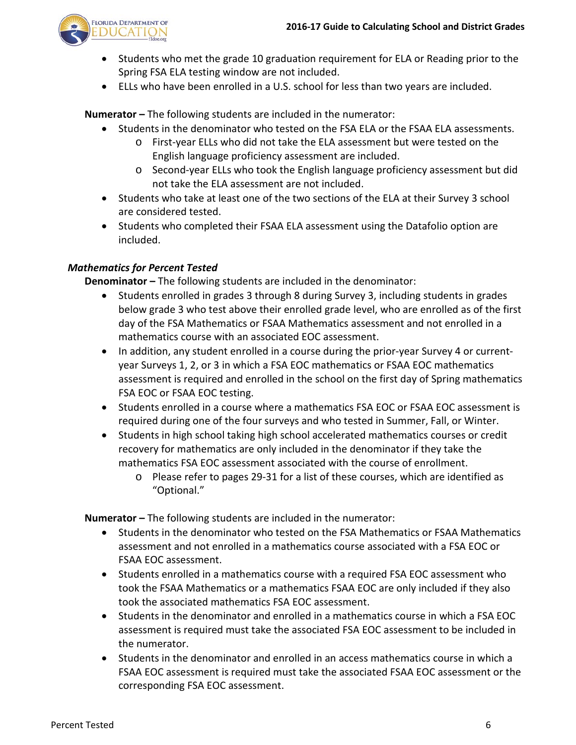- Students who met the grade 10 graduation requirement for ELA or Reading prior to the Spring FSA ELA testing window are not included.
- ELLs who have been enrolled in a U.S. school for less than two years are included.

**Numerator –** The following students are included in the numerator:

- Students in the denominator who tested on the FSA ELA or the FSAA ELA assessments.
  - First-year ELLs who did not take the ELA assessment but were tested on the English language proficiency assessment are included.
  - Second-year ELLs who took the English language proficiency assessment but did not take the ELA assessment are not included.
- Students who take at least one of the two sections of the ELA at their Survey 3 school are considered tested.
- Students who completed their FSAA ELA assessment using the Datafolio option are included.

### *Mathematics for Percent Tested*

**Denominator –** The following students are included in the denominator:

- Students enrolled in grades 3 through 8 during Survey 3, including students in grades below grade 3 who test above their enrolled grade level, who are enrolled as of the first day of the FSA Mathematics or FSAA Mathematics assessment and not enrolled in a mathematics course with an associated EOC assessment.
- In addition, any student enrolled in a course during the prior-year Survey 4 or current-year Surveys 1, 2, or 3 in which a FSA EOC mathematics or FSAA EOC mathematics assessment is required and enrolled in the school on the first day of Spring mathematics FSA EOC or FSAA EOC testing.
- Students enrolled in a course where a mathematics FSA EOC or FSAA EOC assessment is required during one of the four surveys and who tested in Summer, Fall, or Winter.
- Students in high school taking high school accelerated mathematics courses or credit recovery for mathematics are only included in the denominator if they take the mathematics FSA EOC assessment associated with the course of enrollment.
  - Please refer to pages 29-31 for a list of these courses, which are identified as "Optional."

**Numerator –** The following students are included in the numerator:

- Students in the denominator who tested on the FSA Mathematics or FSAA Mathematics assessment and not enrolled in a mathematics course associated with a FSA EOC or FSAA EOC assessment.
- Students enrolled in a mathematics course with a required FSA EOC assessment who took the FSAA Mathematics or a mathematics FSAA EOC are only included if they also took the associated mathematics FSA EOC assessment.
- Students in the denominator and enrolled in a mathematics course in which a FSA EOC assessment is required must take the associated FSA EOC assessment to be included in the numerator.
- Students in the denominator and enrolled in an access mathematics course in which a FSAA EOC assessment is required must take the associated FSAA EOC assessment or the corresponding FSA EOC assessment.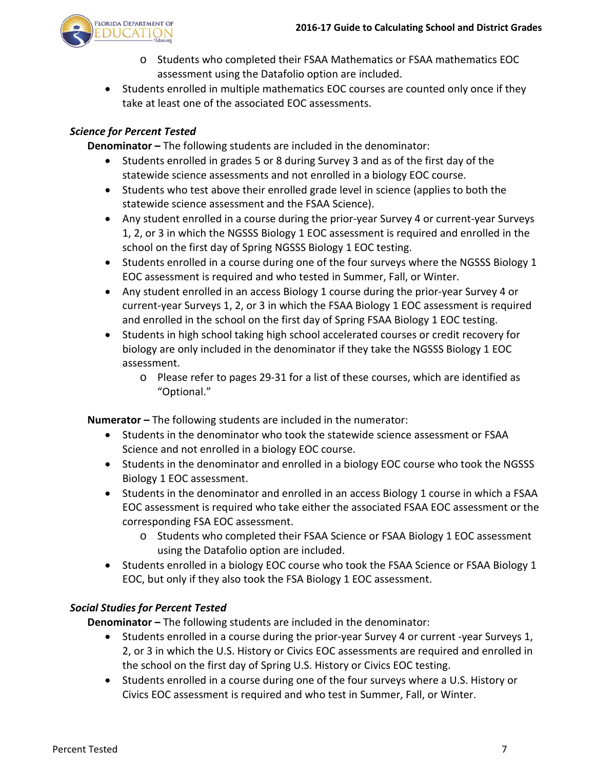- Students who completed their FSAA Mathematics or FSAA mathematics EOC assessment using the Datafolio option are included.
- Students enrolled in multiple mathematics EOC courses are counted only once if they take at least one of the associated EOC assessments.

***Science for Percent Tested***

**Denominator –** The following students are included in the denominator:

- Students enrolled in grades 5 or 8 during Survey 3 and as of the first day of the statewide science assessments and not enrolled in a biology EOC course.
- Students who test above their enrolled grade level in science (applies to both the statewide science assessment and the FSAA Science).
- Any student enrolled in a course during the prior-year Survey 4 or current-year Surveys 1, 2, or 3 in which the NGSSS Biology 1 EOC assessment is required and enrolled in the school on the first day of Spring NGSSS Biology 1 EOC testing.
- Students enrolled in a course during one of the four surveys where the NGSSS Biology 1 EOC assessment is required and who tested in Summer, Fall, or Winter.
- Any student enrolled in an access Biology 1 course during the prior-year Survey 4 or current-year Surveys 1, 2, or 3 in which the FSAA Biology 1 EOC assessment is required and enrolled in the school on the first day of Spring FSAA Biology 1 EOC testing.
- Students in high school taking high school accelerated courses or credit recovery for biology are only included in the denominator if they take the NGSSS Biology 1 EOC assessment.
  - Please refer to pages 29-31 for a list of these courses, which are identified as "Optional."

**Numerator –** The following students are included in the numerator:

- Students in the denominator who took the statewide science assessment or FSAA Science and not enrolled in a biology EOC course.
- Students in the denominator and enrolled in a biology EOC course who took the NGSSS Biology 1 EOC assessment.
- Students in the denominator and enrolled in an access Biology 1 course in which a FSAA EOC assessment is required who take either the associated FSAA EOC assessment or the corresponding FSA EOC assessment.
  - Students who completed their FSAA Science or FSAA Biology 1 EOC assessment using the Datafolio option are included.
- Students enrolled in a biology EOC course who took the FSAA Science or FSAA Biology 1 EOC, but only if they also took the FSA Biology 1 EOC assessment.

***Social Studies for Percent Tested***

**Denominator –** The following students are included in the denominator:

- Students enrolled in a course during the prior-year Survey 4 or current -year Surveys 1, 2, or 3 in which the U.S. History or Civics EOC assessments are required and enrolled in the school on the first day of Spring U.S. History or Civics EOC testing.
- Students enrolled in a course during one of the four surveys where a U.S. History or Civics EOC assessment is required and who test in Summer, Fall, or Winter.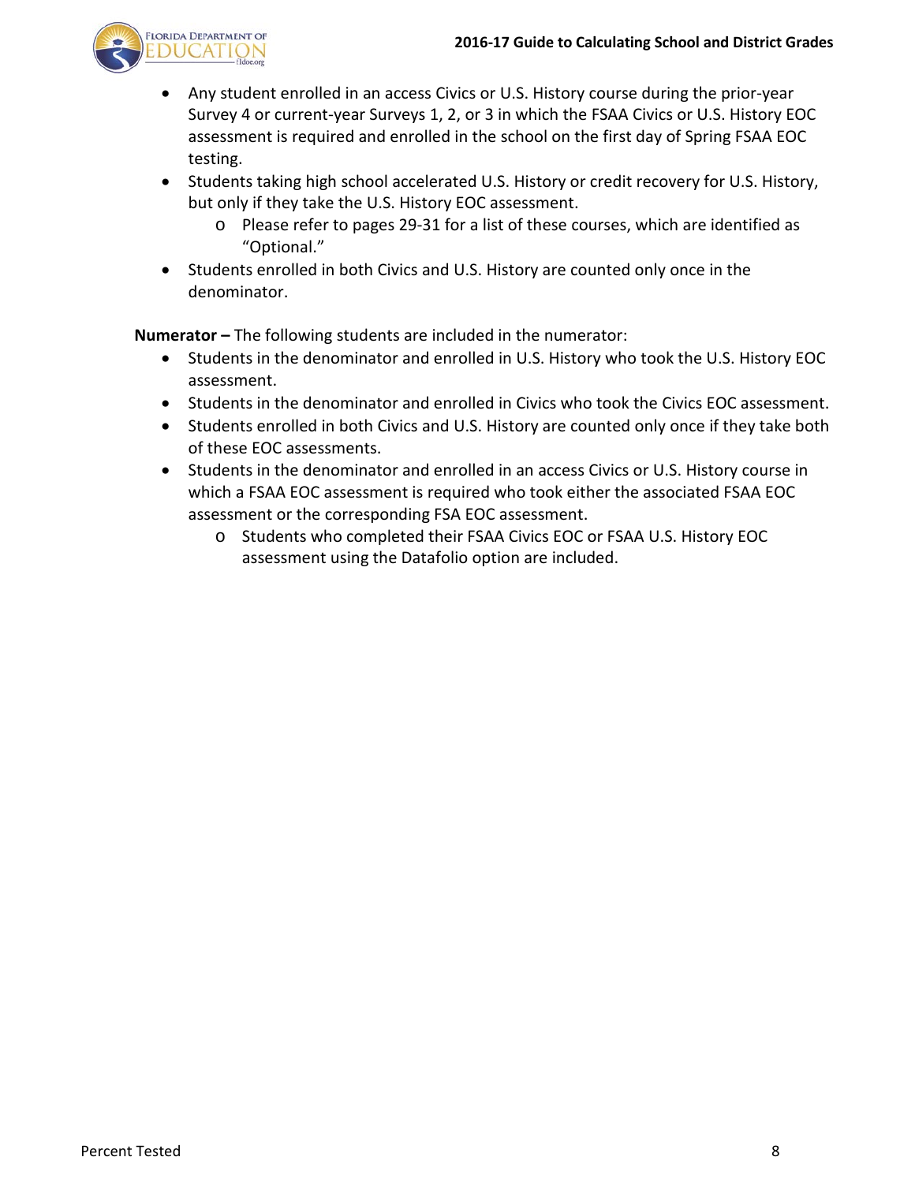- Any student enrolled in an access Civics or U.S. History course during the prior-year Survey 4 or current-year Surveys 1, 2, or 3 in which the FSAA Civics or U.S. History EOC assessment is required and enrolled in the school on the first day of Spring FSAA EOC testing.
- Students taking high school accelerated U.S. History or credit recovery for U.S. History, but only if they take the U.S. History EOC assessment.
  - Please refer to pages 29-31 for a list of these courses, which are identified as "Optional."
- Students enrolled in both Civics and U.S. History are counted only once in the denominator.

**Numerator –** The following students are included in the numerator:

- Students in the denominator and enrolled in U.S. History who took the U.S. History EOC assessment.
- Students in the denominator and enrolled in Civics who took the Civics EOC assessment.
- Students enrolled in both Civics and U.S. History are counted only once if they take both of these EOC assessments.
- Students in the denominator and enrolled in an access Civics or U.S. History course in which a FSAA EOC assessment is required who took either the associated FSAA EOC assessment or the corresponding FSA EOC assessment.
  - Students who completed their FSAA Civics EOC or FSAA U.S. History EOC assessment using the Datafolio option are included.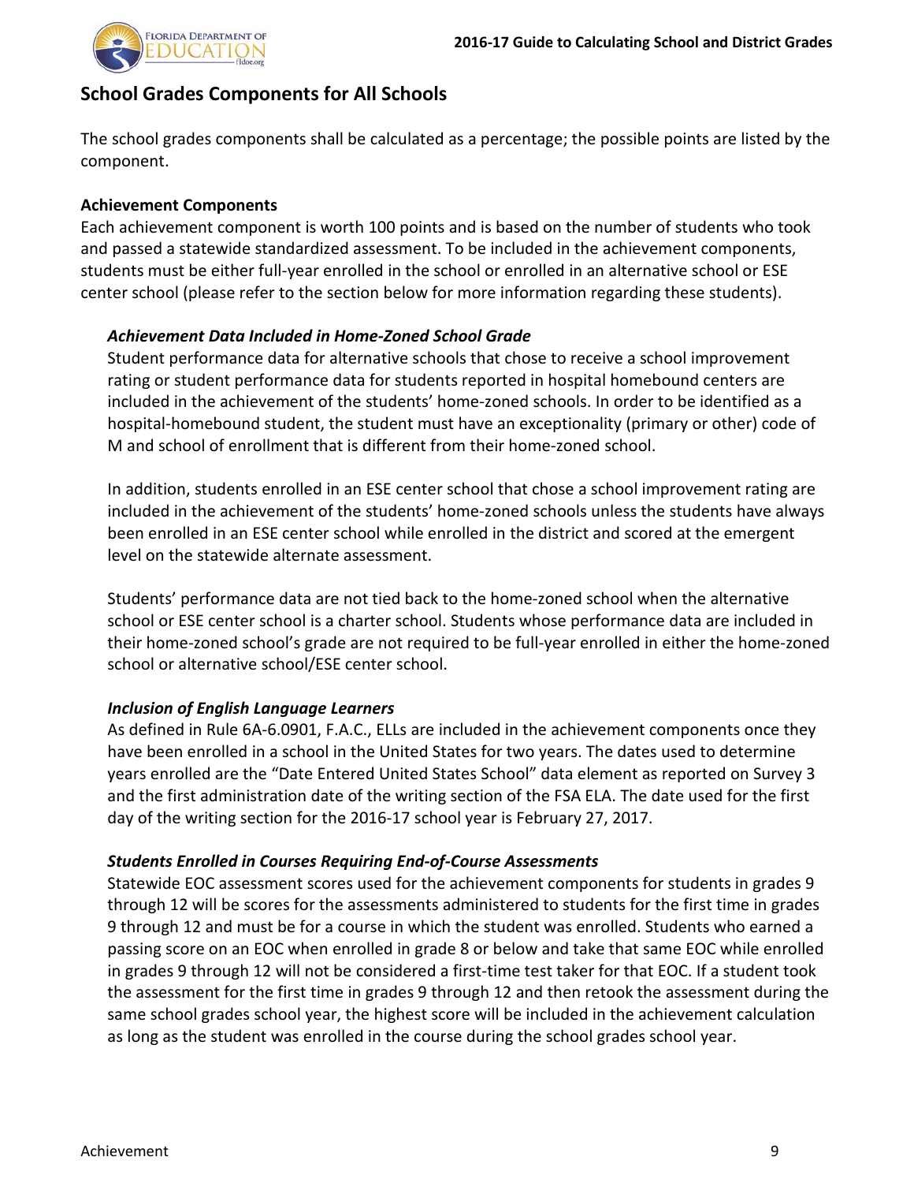## School Grades Components for All Schools

The school grades components shall be calculated as a percentage; the possible points are listed by the component.

**Achievement Components**

Each achievement component is worth 100 points and is based on the number of students who took and passed a statewide standardized assessment. To be included in the achievement components, students must be either full-year enrolled in the school or enrolled in an alternative school or ESE center school (please refer to the section below for more information regarding these students).

***Achievement Data Included in Home-Zoned School Grade***

Student performance data for alternative schools that chose to receive a school improvement rating or student performance data for students reported in hospital homebound centers are included in the achievement of the students' home-zoned schools. In order to be identified as a hospital-homebound student, the student must have an exceptionality (primary or other) code of M and school of enrollment that is different from their home-zoned school.

In addition, students enrolled in an ESE center school that chose a school improvement rating are included in the achievement of the students' home-zoned schools unless the students have always been enrolled in an ESE center school while enrolled in the district and scored at the emergent level on the statewide alternate assessment.

Students' performance data are not tied back to the home-zoned school when the alternative school or ESE center school is a charter school. Students whose performance data are included in their home-zoned school's grade are not required to be full-year enrolled in either the home-zoned school or alternative school/ESE center school.

***Inclusion of English Language Learners***

As defined in Rule 6A-6.0901, F.A.C., ELLs are included in the achievement components once they have been enrolled in a school in the United States for two years. The dates used to determine years enrolled are the "Date Entered United States School" data element as reported on Survey 3 and the first administration date of the writing section of the FSA ELA. The date used for the first day of the writing section for the 2016-17 school year is February 27, 2017.

***Students Enrolled in Courses Requiring End-of-Course Assessments***

Statewide EOC assessment scores used for the achievement components for students in grades 9 through 12 will be scores for the assessments administered to students for the first time in grades 9 through 12 and must be for a course in which the student was enrolled. Students who earned a passing score on an EOC when enrolled in grade 8 or below and take that same EOC while enrolled in grades 9 through 12 will not be considered a first-time test taker for that EOC. If a student took the assessment for the first time in grades 9 through 12 and then retook the assessment during the same school grades school year, the highest score will be included in the achievement calculation as long as the student was enrolled in the course during the school grades school year.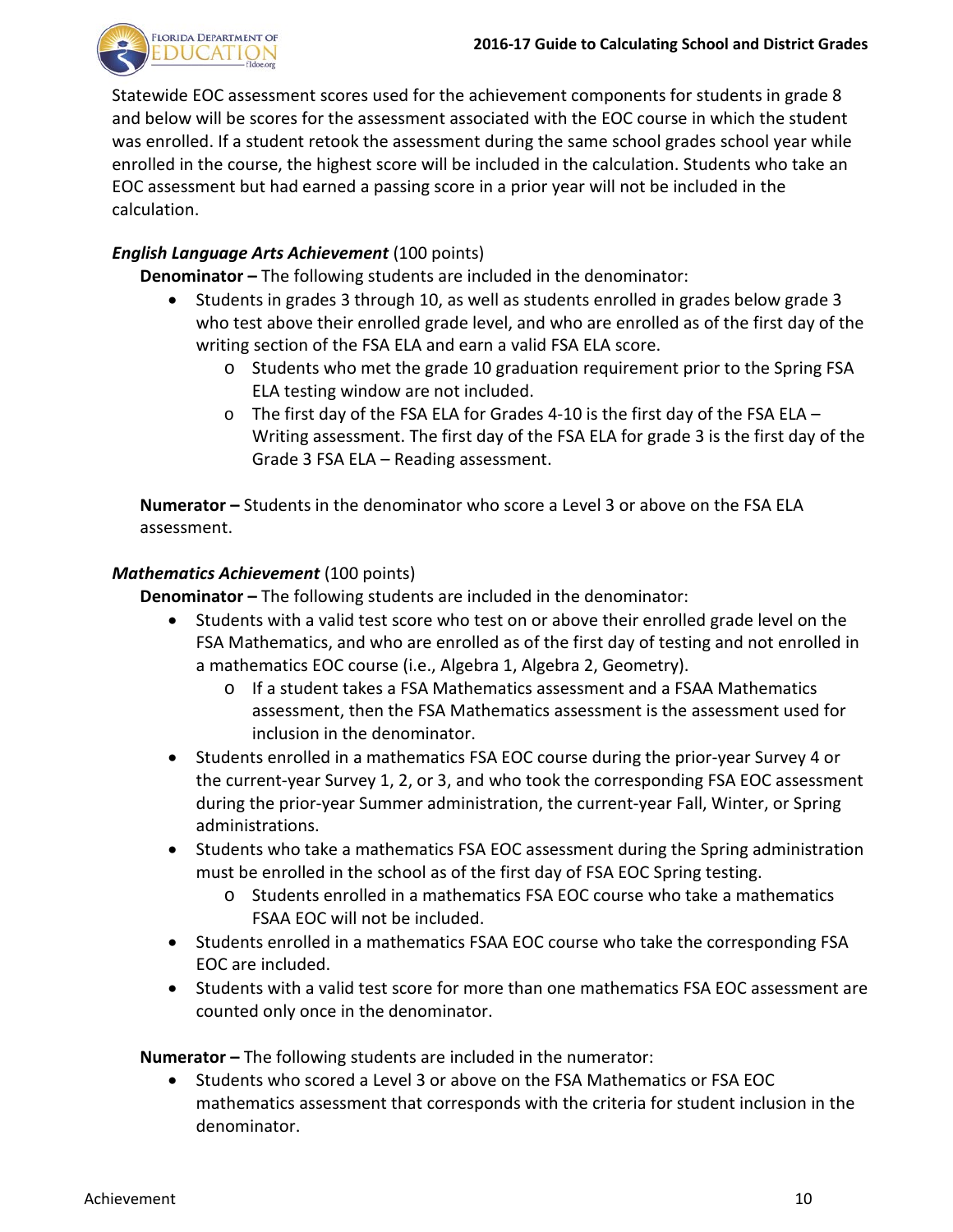Statewide EOC assessment scores used for the achievement components for students in grade 8 and below will be scores for the assessment associated with the EOC course in which the student was enrolled. If a student retook the assessment during the same school grades school year while enrolled in the course, the highest score will be included in the calculation. Students who take an EOC assessment but had earned a passing score in a prior year will not be included in the calculation.

***English Language Arts Achievement*** (100 points)

**Denominator –** The following students are included in the denominator:

- Students in grades 3 through 10, as well as students enrolled in grades below grade 3 who test above their enrolled grade level, and who are enrolled as of the first day of the writing section of the FSA ELA and earn a valid FSA ELA score.
    - Students who met the grade 10 graduation requirement prior to the Spring FSA ELA testing window are not included.
    - The first day of the FSA ELA for Grades 4-10 is the first day of the FSA ELA – Writing assessment. The first day of the FSA ELA for grade 3 is the first day of the Grade 3 FSA ELA – Reading assessment.

**Numerator –** Students in the denominator who score a Level 3 or above on the FSA ELA assessment.

***Mathematics Achievement*** (100 points)

**Denominator –** The following students are included in the denominator:

- Students with a valid test score who test on or above their enrolled grade level on the FSA Mathematics, and who are enrolled as of the first day of testing and not enrolled in a mathematics EOC course (i.e., Algebra 1, Algebra 2, Geometry).
    - If a student takes a FSA Mathematics assessment and a FSAA Mathematics assessment, then the FSA Mathematics assessment is the assessment used for inclusion in the denominator.
- Students enrolled in a mathematics FSA EOC course during the prior-year Survey 4 or the current-year Survey 1, 2, or 3, and who took the corresponding FSA EOC assessment during the prior-year Summer administration, the current-year Fall, Winter, or Spring administrations.
- Students who take a mathematics FSA EOC assessment during the Spring administration must be enrolled in the school as of the first day of FSA EOC Spring testing.
    - Students enrolled in a mathematics FSA EOC course who take a mathematics FSAA EOC will not be included.
- Students enrolled in a mathematics FSAA EOC course who take the corresponding FSA EOC are included.
- Students with a valid test score for more than one mathematics FSA EOC assessment are counted only once in the denominator.

**Numerator –** The following students are included in the numerator:

- Students who scored a Level 3 or above on the FSA Mathematics or FSA EOC mathematics assessment that corresponds with the criteria for student inclusion in the denominator.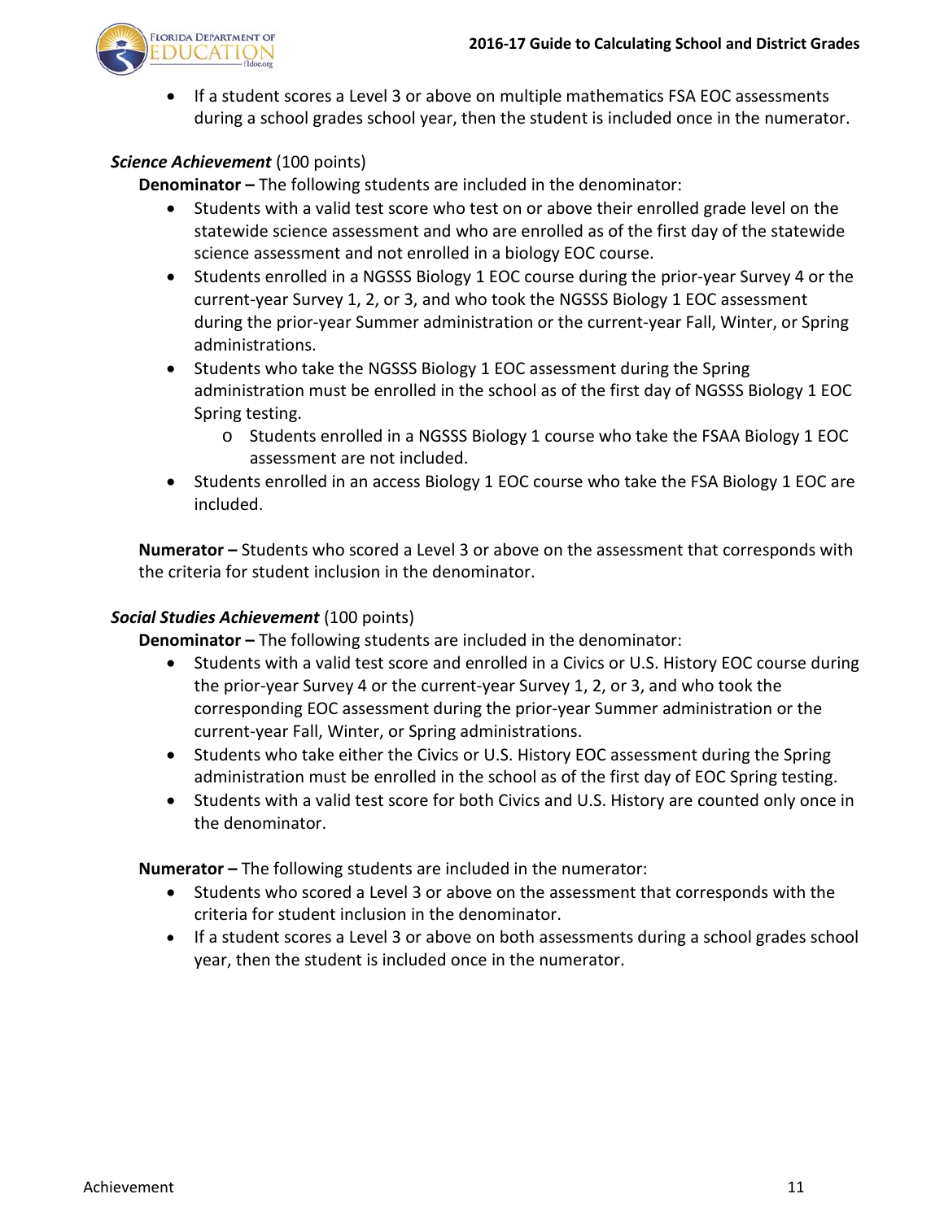- If a student scores a Level 3 or above on multiple mathematics FSA EOC assessments during a school grades school year, then the student is included once in the numerator.

***Science Achievement*** (100 points)

**Denominator –** The following students are included in the denominator:

- Students with a valid test score who test on or above their enrolled grade level on the statewide science assessment and who are enrolled as of the first day of the statewide science assessment and not enrolled in a biology EOC course.
- Students enrolled in a NGSSS Biology 1 EOC course during the prior-year Survey 4 or the current-year Survey 1, 2, or 3, and who took the NGSSS Biology 1 EOC assessment during the prior-year Summer administration or the current-year Fall, Winter, or Spring administrations.
- Students who take the NGSSS Biology 1 EOC assessment during the Spring administration must be enrolled in the school as of the first day of NGSSS Biology 1 EOC Spring testing.
    - Students enrolled in a NGSSS Biology 1 course who take the FSAA Biology 1 EOC assessment are not included.
- Students enrolled in an access Biology 1 EOC course who take the FSA Biology 1 EOC are included.

**Numerator –** Students who scored a Level 3 or above on the assessment that corresponds with the criteria for student inclusion in the denominator.

***Social Studies Achievement*** (100 points)

**Denominator –** The following students are included in the denominator:

- Students with a valid test score and enrolled in a Civics or U.S. History EOC course during the prior-year Survey 4 or the current-year Survey 1, 2, or 3, and who took the corresponding EOC assessment during the prior-year Summer administration or the current-year Fall, Winter, or Spring administrations.
- Students who take either the Civics or U.S. History EOC assessment during the Spring administration must be enrolled in the school as of the first day of EOC Spring testing.
- Students with a valid test score for both Civics and U.S. History are counted only once in the denominator.

**Numerator –** The following students are included in the numerator:

- Students who scored a Level 3 or above on the assessment that corresponds with the criteria for student inclusion in the denominator.
- If a student scores a Level 3 or above on both assessments during a school grades school year, then the student is included once in the numerator.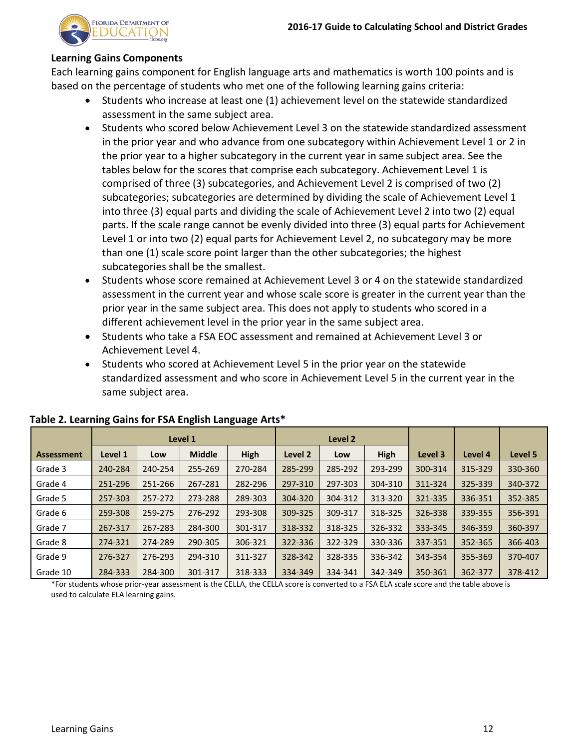### Learning Gains Components

Each learning gains component for English language arts and mathematics is worth 100 points and is based on the percentage of students who met one of the following learning gains criteria:

- Students who increase at least one (1) achievement level on the statewide standardized assessment in the same subject area.
- Students who scored below Achievement Level 3 on the statewide standardized assessment in the prior year and who advance from one subcategory within Achievement Level 1 or 2 in the prior year to a higher subcategory in the current year in same subject area. See the tables below for the scores that comprise each subcategory. Achievement Level 1 is comprised of three (3) subcategories, and Achievement Level 2 is comprised of two (2) subcategories; subcategories are determined by dividing the scale of Achievement Level 1 into three (3) equal parts and dividing the scale of Achievement Level 2 into two (2) equal parts. If the scale range cannot be evenly divided into three (3) equal parts for Achievement Level 1 or into two (2) equal parts for Achievement Level 2, no subcategory may be more than one (1) scale score point larger than the other subcategories; the highest subcategories shall be the smallest.
- Students whose score remained at Achievement Level 3 or 4 on the statewide standardized assessment in the current year and whose scale score is greater in the current year than the prior year in the same subject area. This does not apply to students who scored in a different achievement level in the prior year in the same subject area.
- Students who take a FSA EOC assessment and remained at Achievement Level 3 or Achievement Level 4.
- Students who scored at Achievement Level 5 in the prior year on the statewide standardized assessment and who score in Achievement Level 5 in the current year in the same subject area.

**Table 2. Learning Gains for FSA English Language Arts***

| | Level 1 | | | | Level 2 | | | | | |
|---|---|---|---|---|---|---|---|---|---|---|
| **Assessment** | **Level 1** | **Low** | **Middle** | **High** | **Level 2** | **Low** | **High** | **Level 3** | **Level 4** | **Level 5** |
| Grade 3 | 240-284 | 240-254 | 255-269 | 270-284 | 285-299 | 285-292 | 293-299 | 300-314 | 315-329 | 330-360 |
| Grade 4 | 251-296 | 251-266 | 267-281 | 282-296 | 297-310 | 297-303 | 304-310 | 311-324 | 325-339 | 340-372 |
| Grade 5 | 257-303 | 257-272 | 273-288 | 289-303 | 304-320 | 304-312 | 313-320 | 321-335 | 336-351 | 352-385 |
| Grade 6 | 259-308 | 259-275 | 276-292 | 293-308 | 309-325 | 309-317 | 318-325 | 326-338 | 339-355 | 356-391 |
| Grade 7 | 267-317 | 267-283 | 284-300 | 301-317 | 318-332 | 318-325 | 326-332 | 333-345 | 346-359 | 360-397 |
| Grade 8 | 274-321 | 274-289 | 290-305 | 306-321 | 322-336 | 322-329 | 330-336 | 337-351 | 352-365 | 366-403 |
| Grade 9 | 276-327 | 276-293 | 294-310 | 311-327 | 328-342 | 328-335 | 336-342 | 343-354 | 355-369 | 370-407 |
| Grade 10 | 284-333 | 284-300 | 301-317 | 318-333 | 334-349 | 334-341 | 342-349 | 350-361 | 362-377 | 378-412 |

*For students whose prior-year assessment is the CELLA, the CELLA score is converted to a FSA ELA scale score and the table above is used to calculate ELA learning gains.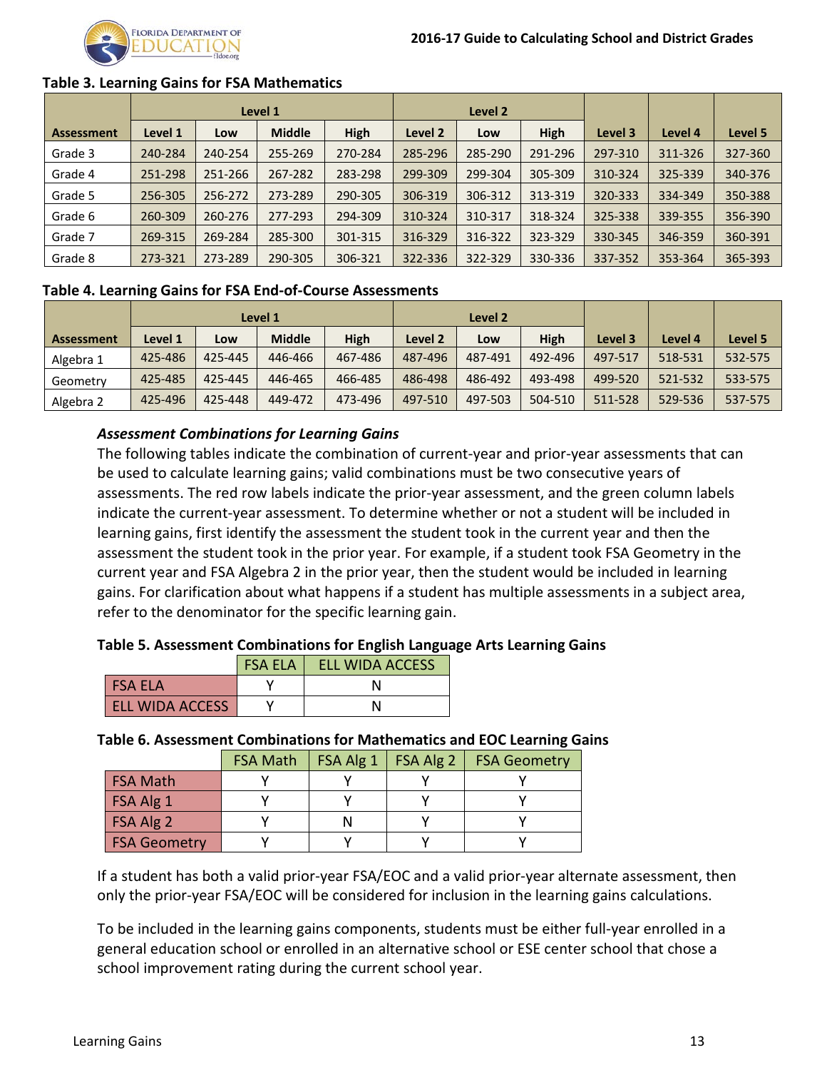**Table 3. Learning Gains for FSA Mathematics**

| Assessment | Level 1 | | | | Level 2 | | | Level 3 | Level 4 | Level 5 |
|---|---|---|---|---|---|---|---|---|---|---|
| | Level 1 | Low | Middle | High | Level 2 | Low | High | | | |
| Grade 3 | 240-284 | 240-254 | 255-269 | 270-284 | 285-296 | 285-290 | 291-296 | 297-310 | 311-326 | 327-360 |
| Grade 4 | 251-298 | 251-266 | 267-282 | 283-298 | 299-309 | 299-304 | 305-309 | 310-324 | 325-339 | 340-376 |
| Grade 5 | 256-305 | 256-272 | 273-289 | 290-305 | 306-319 | 306-312 | 313-319 | 320-333 | 334-349 | 350-388 |
| Grade 6 | 260-309 | 260-276 | 277-293 | 294-309 | 310-324 | 310-317 | 318-324 | 325-338 | 339-355 | 356-390 |
| Grade 7 | 269-315 | 269-284 | 285-300 | 301-315 | 316-329 | 316-322 | 323-329 | 330-345 | 346-359 | 360-391 |
| Grade 8 | 273-321 | 273-289 | 290-305 | 306-321 | 322-336 | 322-329 | 330-336 | 337-352 | 353-364 | 365-393 |

**Table 4. Learning Gains for FSA End-of-Course Assessments**

| Assessment | Level 1 | | | | Level 2 | | | Level 3 | Level 4 | Level 5 |
|---|---|---|---|---|---|---|---|---|---|---|
| | Level 1 | Low | Middle | High | Level 2 | Low | High | | | |
| Algebra 1 | 425-486 | 425-445 | 446-466 | 467-486 | 487-496 | 487-491 | 492-496 | 497-517 | 518-531 | 532-575 |
| Geometry | 425-485 | 425-445 | 446-465 | 466-485 | 486-498 | 486-492 | 493-498 | 499-520 | 521-532 | 533-575 |
| Algebra 2 | 425-496 | 425-448 | 449-472 | 473-496 | 497-510 | 497-503 | 504-510 | 511-528 | 529-536 | 537-575 |

### *Assessment Combinations for Learning Gains*

The following tables indicate the combination of current-year and prior-year assessments that can be used to calculate learning gains; valid combinations must be two consecutive years of assessments. The red row labels indicate the prior-year assessment, and the green column labels indicate the current-year assessment. To determine whether or not a student will be included in learning gains, first identify the assessment the student took in the current year and then the assessment the student took in the prior year. For example, if a student took FSA Geometry in the current year and FSA Algebra 2 in the prior year, then the student would be included in learning gains. For clarification about what happens if a student has multiple assessments in a subject area, refer to the denominator for the specific learning gain.

**Table 5. Assessment Combinations for English Language Arts Learning Gains**

| | FSA ELA | ELL WIDA ACCESS |
|---|---|---|
| FSA ELA | Y | N |
| ELL WIDA ACCESS | Y | N |

**Table 6. Assessment Combinations for Mathematics and EOC Learning Gains**

| | FSA Math | FSA Alg 1 | FSA Alg 2 | FSA Geometry |
|---|---|---|---|---|
| FSA Math | Y | Y | Y | Y |
| FSA Alg 1 | Y | Y | Y | Y |
| FSA Alg 2 | Y | N | Y | Y |
| FSA Geometry | Y | Y | Y | Y |

If a student has both a valid prior-year FSA/EOC and a valid prior-year alternate assessment, then only the prior-year FSA/EOC will be considered for inclusion in the learning gains calculations.

To be included in the learning gains components, students must be either full-year enrolled in a general education school or enrolled in an alternative school or ESE center school that chose a school improvement rating during the current school year.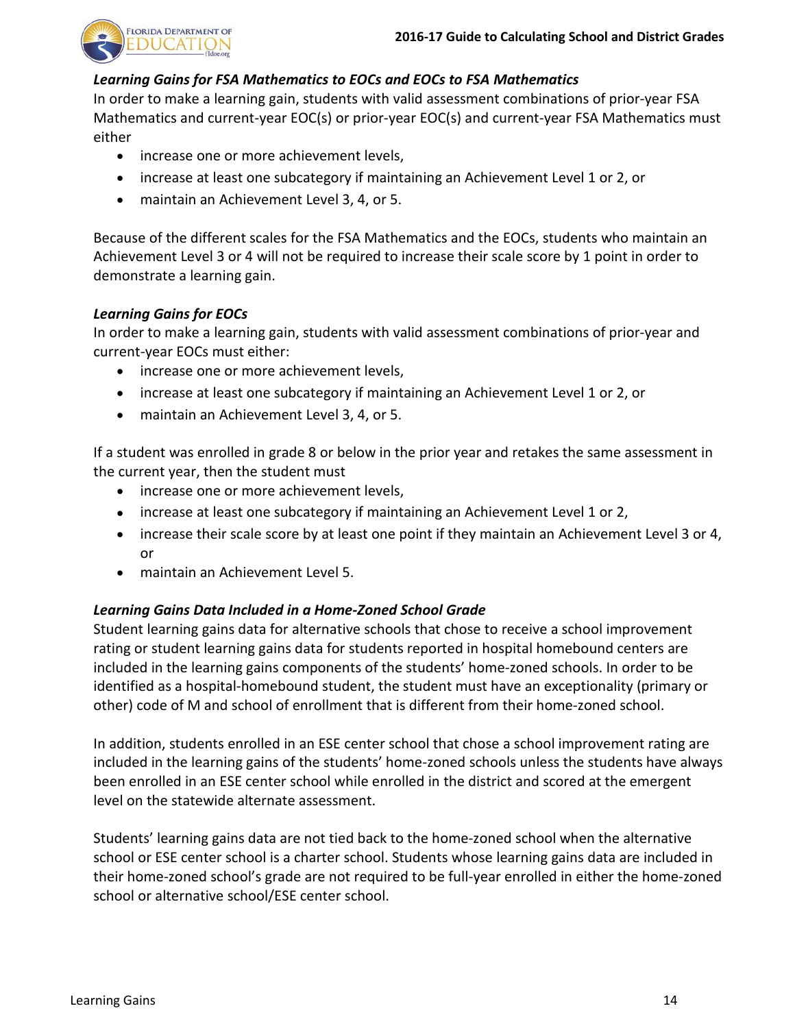***Learning Gains for FSA Mathematics to EOCs and EOCs to FSA Mathematics***

In order to make a learning gain, students with valid assessment combinations of prior-year FSA Mathematics and current-year EOC(s) or prior-year EOC(s) and current-year FSA Mathematics must either

- increase one or more achievement levels,
- increase at least one subcategory if maintaining an Achievement Level 1 or 2, or
- maintain an Achievement Level 3, 4, or 5.

Because of the different scales for the FSA Mathematics and the EOCs, students who maintain an Achievement Level 3 or 4 will not be required to increase their scale score by 1 point in order to demonstrate a learning gain.

***Learning Gains for EOCs***

In order to make a learning gain, students with valid assessment combinations of prior-year and current-year EOCs must either:

- increase one or more achievement levels,
- increase at least one subcategory if maintaining an Achievement Level 1 or 2, or
- maintain an Achievement Level 3, 4, or 5.

If a student was enrolled in grade 8 or below in the prior year and retakes the same assessment in the current year, then the student must

- increase one or more achievement levels,
- increase at least one subcategory if maintaining an Achievement Level 1 or 2,
- increase their scale score by at least one point if they maintain an Achievement Level 3 or 4, or
- maintain an Achievement Level 5.

***Learning Gains Data Included in a Home-Zoned School Grade***

Student learning gains data for alternative schools that chose to receive a school improvement rating or student learning gains data for students reported in hospital homebound centers are included in the learning gains components of the students' home-zoned schools. In order to be identified as a hospital-homebound student, the student must have an exceptionality (primary or other) code of M and school of enrollment that is different from their home-zoned school.

In addition, students enrolled in an ESE center school that chose a school improvement rating are included in the learning gains of the students' home-zoned schools unless the students have always been enrolled in an ESE center school while enrolled in the district and scored at the emergent level on the statewide alternate assessment.

Students' learning gains data are not tied back to the home-zoned school when the alternative school or ESE center school is a charter school. Students whose learning gains data are included in their home-zoned school's grade are not required to be full-year enrolled in either the home-zoned school or alternative school/ESE center school.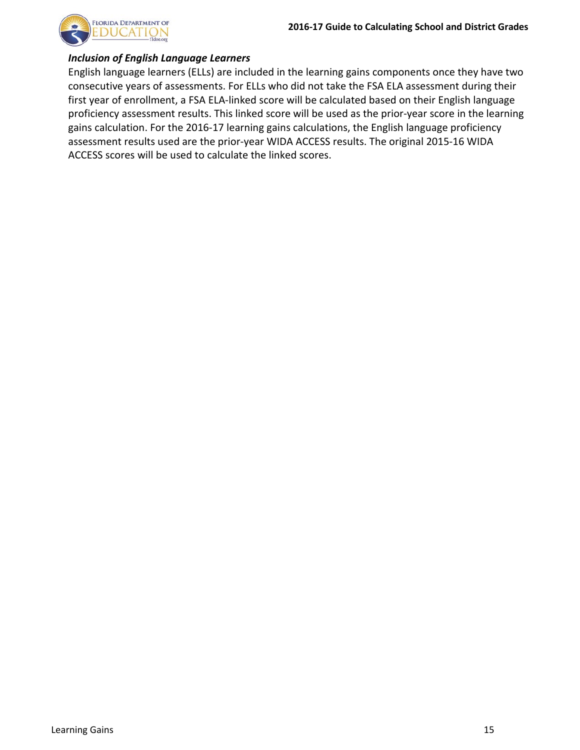***Inclusion of English Language Learners***

English language learners (ELLs) are included in the learning gains components once they have two consecutive years of assessments. For ELLs who did not take the FSA ELA assessment during their first year of enrollment, a FSA ELA-linked score will be calculated based on their English language proficiency assessment results. This linked score will be used as the prior-year score in the learning gains calculation. For the 2016-17 learning gains calculations, the English language proficiency assessment results used are the prior-year WIDA ACCESS results. The original 2015-16 WIDA ACCESS scores will be used to calculate the linked scores.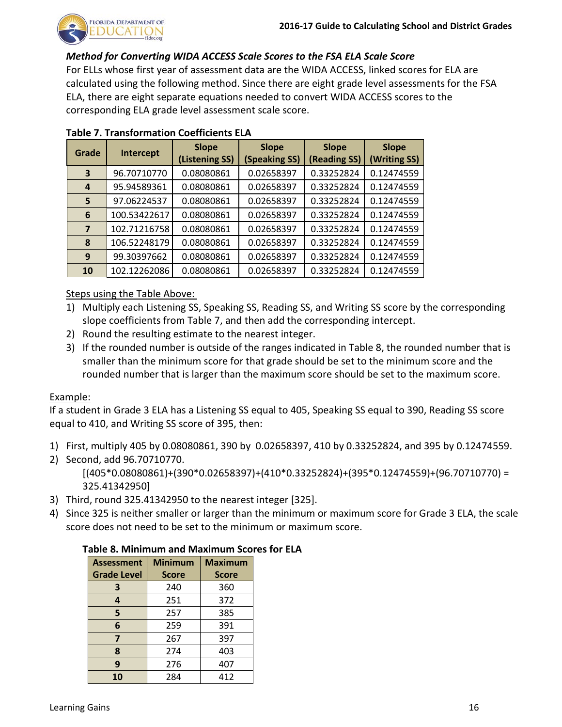### *Method for Converting WIDA ACCESS Scale Scores to the FSA ELA Scale Score*

For ELLs whose first year of assessment data are the WIDA ACCESS, linked scores for ELA are calculated using the following method. Since there are eight grade level assessments for the FSA ELA, there are eight separate equations needed to convert WIDA ACCESS scores to the corresponding ELA grade level assessment scale score.

**Table 7. Transformation Coefficients ELA**

| Grade | Intercept | Slope (Listening SS) | Slope (Speaking SS) | Slope (Reading SS) | Slope (Writing SS) |
|---|---|---|---|---|---|
| 3 | 96.70710770 | 0.08080861 | 0.02658397 | 0.33252824 | 0.12474559 |
| 4 | 95.94589361 | 0.08080861 | 0.02658397 | 0.33252824 | 0.12474559 |
| 5 | 97.06224537 | 0.08080861 | 0.02658397 | 0.33252824 | 0.12474559 |
| 6 | 100.53422617 | 0.08080861 | 0.02658397 | 0.33252824 | 0.12474559 |
| 7 | 102.71216758 | 0.08080861 | 0.02658397 | 0.33252824 | 0.12474559 |
| 8 | 106.52248179 | 0.08080861 | 0.02658397 | 0.33252824 | 0.12474559 |
| 9 | 99.30397662 | 0.08080861 | 0.02658397 | 0.33252824 | 0.12474559 |
| 10 | 102.12262086 | 0.08080861 | 0.02658397 | 0.33252824 | 0.12474559 |

Steps using the Table Above:

1) Multiply each Listening SS, Speaking SS, Reading SS, and Writing SS score by the corresponding slope coefficients from Table 7, and then add the corresponding intercept.
2) Round the resulting estimate to the nearest integer.
3) If the rounded number is outside of the ranges indicated in Table 8, the rounded number that is smaller than the minimum score for that grade should be set to the minimum score and the rounded number that is larger than the maximum score should be set to the maximum score.

Example:

If a student in Grade 3 ELA has a Listening SS equal to 405, Speaking SS equal to 390, Reading SS score equal to 410, and Writing SS score of 395, then:

1) First, multiply 405 by 0.08080861, 390 by 0.02658397, 410 by 0.33252824, and 395 by 0.12474559.
2) Second, add 96.70710770.
   [(405*0.08080861)+(390*0.02658397)+(410*0.33252824)+(395*0.12474559)+(96.70710770) = 325.41342950]
3) Third, round 325.41342950 to the nearest integer [325].
4) Since 325 is neither smaller or larger than the minimum or maximum score for Grade 3 ELA, the scale score does not need to be set to the minimum or maximum score.

**Table 8. Minimum and Maximum Scores for ELA**

| Assessment Grade Level | Minimum Score | Maximum Score |
|---|---|---|
| 3 | 240 | 360 |
| 4 | 251 | 372 |
| 5 | 257 | 385 |
| 6 | 259 | 391 |
| 7 | 267 | 397 |
| 8 | 274 | 403 |
| 9 | 276 | 407 |
| 10 | 284 | 412 |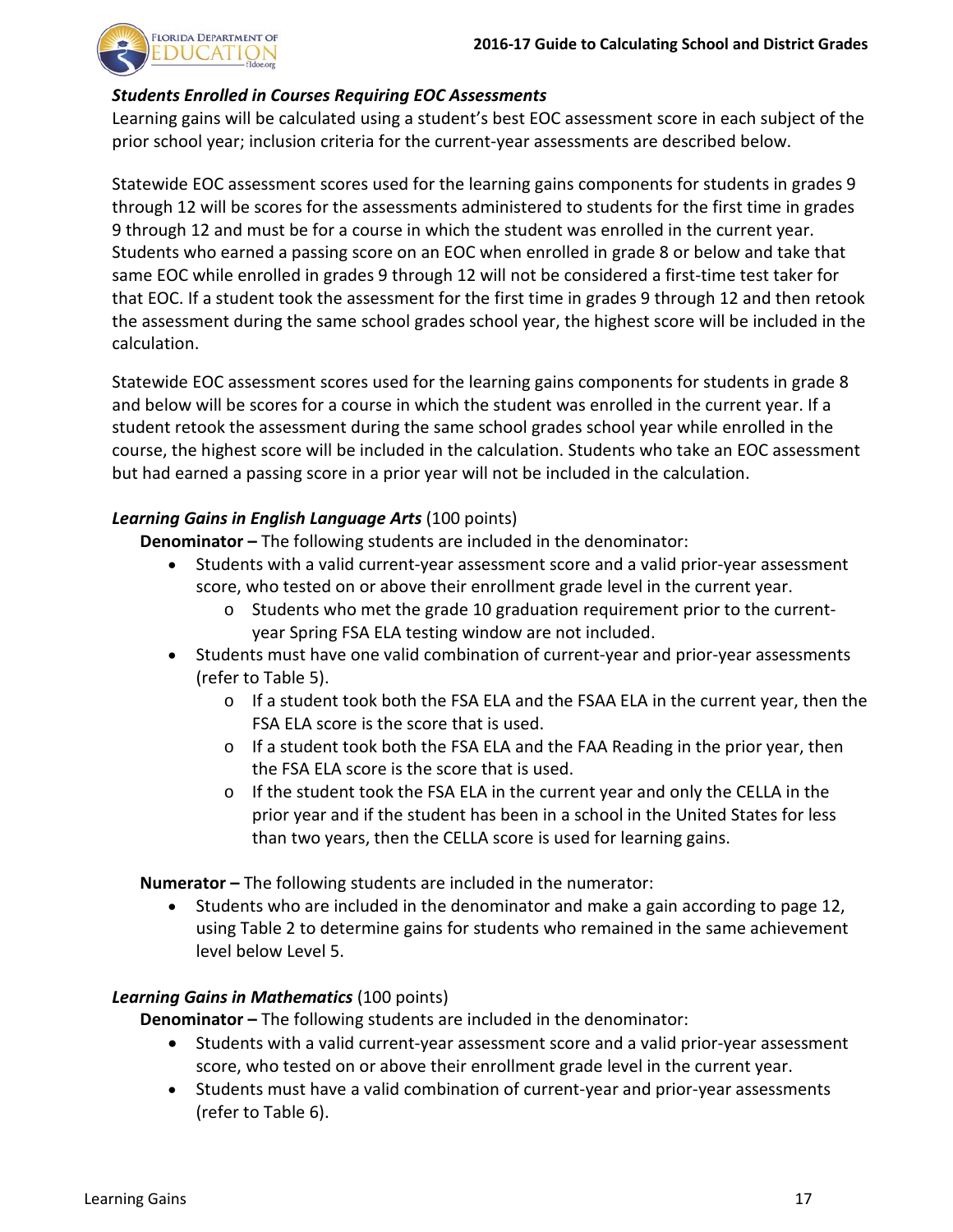***Students Enrolled in Courses Requiring EOC Assessments***

Learning gains will be calculated using a student's best EOC assessment score in each subject of the prior school year; inclusion criteria for the current-year assessments are described below.

Statewide EOC assessment scores used for the learning gains components for students in grades 9 through 12 will be scores for the assessments administered to students for the first time in grades 9 through 12 and must be for a course in which the student was enrolled in the current year. Students who earned a passing score on an EOC when enrolled in grade 8 or below and take that same EOC while enrolled in grades 9 through 12 will not be considered a first-time test taker for that EOC. If a student took the assessment for the first time in grades 9 through 12 and then retook the assessment during the same school grades school year, the highest score will be included in the calculation.

Statewide EOC assessment scores used for the learning gains components for students in grade 8 and below will be scores for a course in which the student was enrolled in the current year. If a student retook the assessment during the same school grades school year while enrolled in the course, the highest score will be included in the calculation. Students who take an EOC assessment but had earned a passing score in a prior year will not be included in the calculation.

***Learning Gains in English Language Arts*** (100 points)

**Denominator –** The following students are included in the denominator:

- Students with a valid current-year assessment score and a valid prior-year assessment score, who tested on or above their enrollment grade level in the current year.
  - Students who met the grade 10 graduation requirement prior to the current-year Spring FSA ELA testing window are not included.
- Students must have one valid combination of current-year and prior-year assessments (refer to Table 5).
  - If a student took both the FSA ELA and the FSAA ELA in the current year, then the FSA ELA score is the score that is used.
  - If a student took both the FSA ELA and the FAA Reading in the prior year, then the FSA ELA score is the score that is used.
  - If the student took the FSA ELA in the current year and only the CELLA in the prior year and if the student has been in a school in the United States for less than two years, then the CELLA score is used for learning gains.

**Numerator –** The following students are included in the numerator:

- Students who are included in the denominator and make a gain according to page 12, using Table 2 to determine gains for students who remained in the same achievement level below Level 5.

***Learning Gains in Mathematics*** (100 points)

**Denominator –** The following students are included in the denominator:

- Students with a valid current-year assessment score and a valid prior-year assessment score, who tested on or above their enrollment grade level in the current year.
- Students must have a valid combination of current-year and prior-year assessments (refer to Table 6).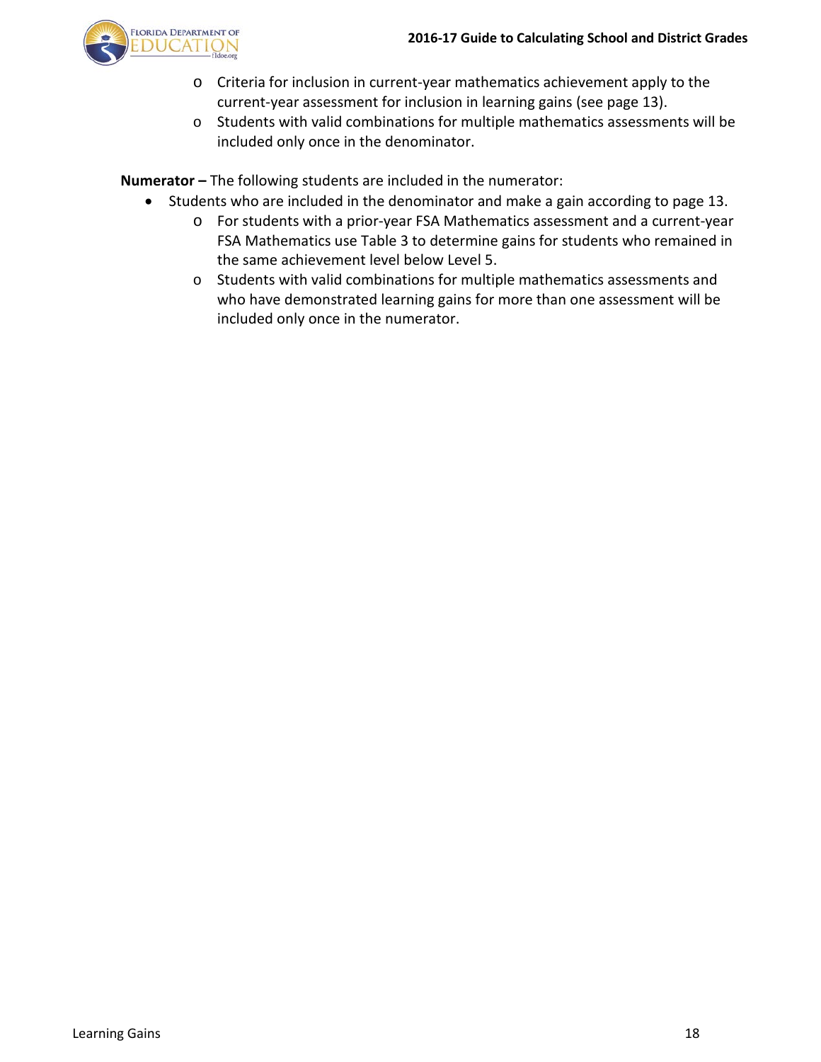- Criteria for inclusion in current-year mathematics achievement apply to the current-year assessment for inclusion in learning gains (see page 13).
    - Students with valid combinations for multiple mathematics assessments will be included only once in the denominator.

**Numerator –** The following students are included in the numerator:

- Students who are included in the denominator and make a gain according to page 13.
    - For students with a prior-year FSA Mathematics assessment and a current-year FSA Mathematics use Table 3 to determine gains for students who remained in the same achievement level below Level 5.
    - Students with valid combinations for multiple mathematics assessments and who have demonstrated learning gains for more than one assessment will be included only once in the numerator.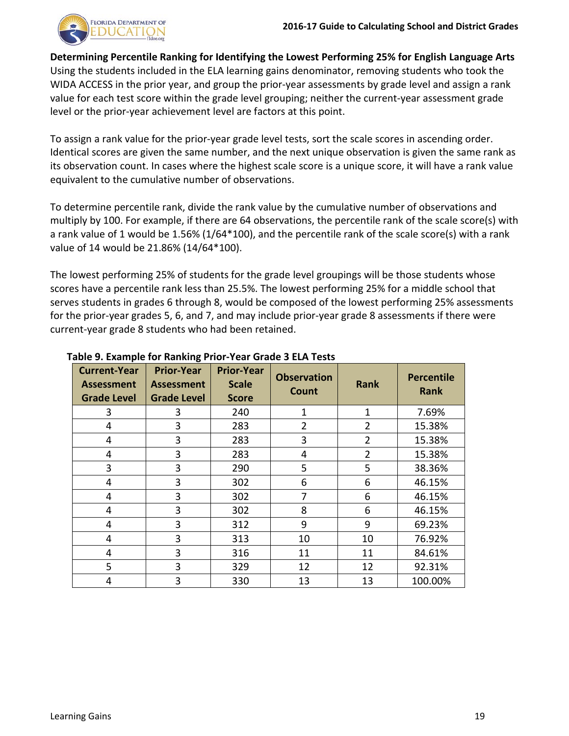**Determining Percentile Ranking for Identifying the Lowest Performing 25% for English Language Arts**

Using the students included in the ELA learning gains denominator, removing students who took the WIDA ACCESS in the prior year, and group the prior-year assessments by grade level and assign a rank value for each test score within the grade level grouping; neither the current-year assessment grade level or the prior-year achievement level are factors at this point.

To assign a rank value for the prior-year grade level tests, sort the scale scores in ascending order. Identical scores are given the same number, and the next unique observation is given the same rank as its observation count. In cases where the highest scale score is a unique score, it will have a rank value equivalent to the cumulative number of observations.

To determine percentile rank, divide the rank value by the cumulative number of observations and multiply by 100. For example, if there are 64 observations, the percentile rank of the scale score(s) with a rank value of 1 would be 1.56% (1/64*100), and the percentile rank of the scale score(s) with a rank value of 14 would be 21.86% (14/64*100).

The lowest performing 25% of students for the grade level groupings will be those students whose scores have a percentile rank less than 25.5%. The lowest performing 25% for a middle school that serves students in grades 6 through 8, would be composed of the lowest performing 25% assessments for the prior-year grades 5, 6, and 7, and may include prior-year grade 8 assessments if there were current-year grade 8 students who had been retained.

**Table 9. Example for Ranking Prior-Year Grade 3 ELA Tests**

| Current-Year Assessment Grade Level | Prior-Year Assessment Grade Level | Prior-Year Scale Score | Observation Count | Rank | Percentile Rank |
|---|---|---|---|---|---|
| 3 | 3 | 240 | 1 | 1 | 7.69% |
| 4 | 3 | 283 | 2 | 2 | 15.38% |
| 4 | 3 | 283 | 3 | 2 | 15.38% |
| 4 | 3 | 283 | 4 | 2 | 15.38% |
| 3 | 3 | 290 | 5 | 5 | 38.36% |
| 4 | 3 | 302 | 6 | 6 | 46.15% |
| 4 | 3 | 302 | 7 | 6 | 46.15% |
| 4 | 3 | 302 | 8 | 6 | 46.15% |
| 4 | 3 | 312 | 9 | 9 | 69.23% |
| 4 | 3 | 313 | 10 | 10 | 76.92% |
| 4 | 3 | 316 | 11 | 11 | 84.61% |
| 5 | 3 | 329 | 12 | 12 | 92.31% |
| 4 | 3 | 330 | 13 | 13 | 100.00% |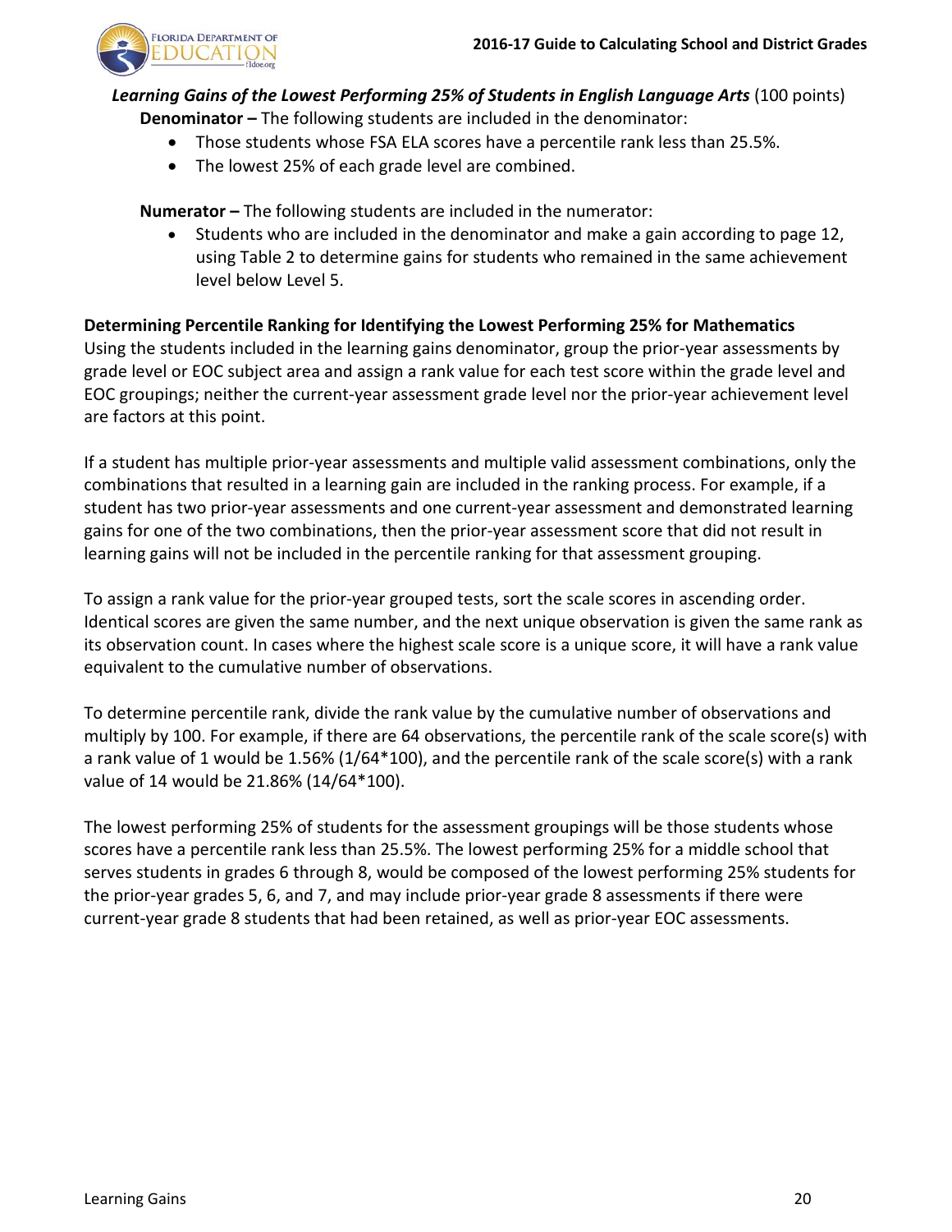***Learning Gains of the Lowest Performing 25% of Students in English Language Arts*** (100 points)

**Denominator –** The following students are included in the denominator:

- Those students whose FSA ELA scores have a percentile rank less than 25.5%.
- The lowest 25% of each grade level are combined.

**Numerator –** The following students are included in the numerator:

- Students who are included in the denominator and make a gain according to page 12, using Table 2 to determine gains for students who remained in the same achievement level below Level 5.

**Determining Percentile Ranking for Identifying the Lowest Performing 25% for Mathematics**

Using the students included in the learning gains denominator, group the prior-year assessments by grade level or EOC subject area and assign a rank value for each test score within the grade level and EOC groupings; neither the current-year assessment grade level nor the prior-year achievement level are factors at this point.

If a student has multiple prior-year assessments and multiple valid assessment combinations, only the combinations that resulted in a learning gain are included in the ranking process. For example, if a student has two prior-year assessments and one current-year assessment and demonstrated learning gains for one of the two combinations, then the prior-year assessment score that did not result in learning gains will not be included in the percentile ranking for that assessment grouping.

To assign a rank value for the prior-year grouped tests, sort the scale scores in ascending order. Identical scores are given the same number, and the next unique observation is given the same rank as its observation count. In cases where the highest scale score is a unique score, it will have a rank value equivalent to the cumulative number of observations.

To determine percentile rank, divide the rank value by the cumulative number of observations and multiply by 100. For example, if there are 64 observations, the percentile rank of the scale score(s) with a rank value of 1 would be 1.56% (1/64*100), and the percentile rank of the scale score(s) with a rank value of 14 would be 21.86% (14/64*100).

The lowest performing 25% of students for the assessment groupings will be those students whose scores have a percentile rank less than 25.5%. The lowest performing 25% for a middle school that serves students in grades 6 through 8, would be composed of the lowest performing 25% students for the prior-year grades 5, 6, and 7, and may include prior-year grade 8 assessments if there were current-year grade 8 students that had been retained, as well as prior-year EOC assessments.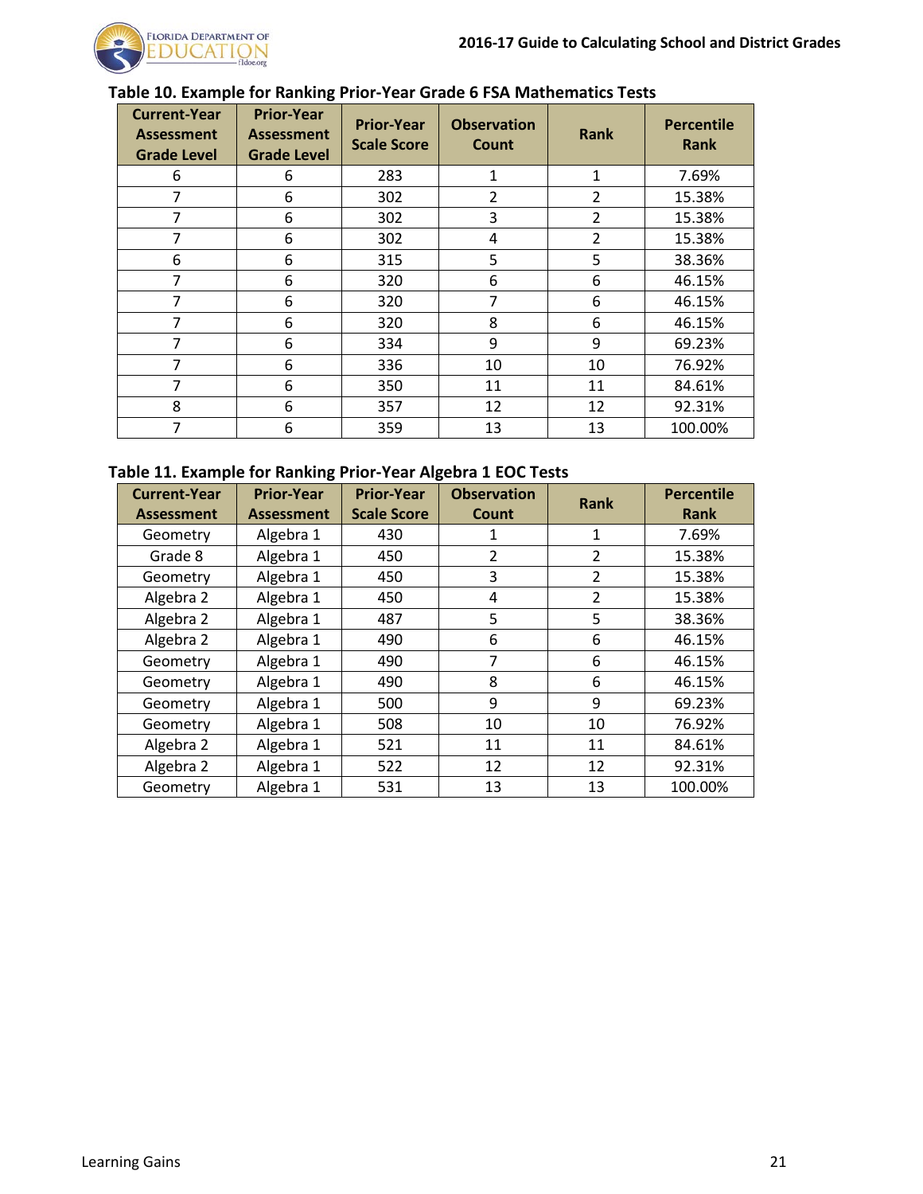**Table 10. Example for Ranking Prior-Year Grade 6 FSA Mathematics Tests**

| Current-Year Assessment Grade Level | Prior-Year Assessment Grade Level | Prior-Year Scale Score | Observation Count | Rank | Percentile Rank |
|---|---|---|---|---|---|
| 6 | 6 | 283 | 1 | 1 | 7.69% |
| 7 | 6 | 302 | 2 | 2 | 15.38% |
| 7 | 6 | 302 | 3 | 2 | 15.38% |
| 7 | 6 | 302 | 4 | 2 | 15.38% |
| 6 | 6 | 315 | 5 | 5 | 38.36% |
| 7 | 6 | 320 | 6 | 6 | 46.15% |
| 7 | 6 | 320 | 7 | 6 | 46.15% |
| 7 | 6 | 320 | 8 | 6 | 46.15% |
| 7 | 6 | 334 | 9 | 9 | 69.23% |
| 7 | 6 | 336 | 10 | 10 | 76.92% |
| 7 | 6 | 350 | 11 | 11 | 84.61% |
| 8 | 6 | 357 | 12 | 12 | 92.31% |
| 7 | 6 | 359 | 13 | 13 | 100.00% |

**Table 11. Example for Ranking Prior-Year Algebra 1 EOC Tests**

| Current-Year Assessment | Prior-Year Assessment | Prior-Year Scale Score | Observation Count | Rank | Percentile Rank |
|---|---|---|---|---|---|
| Geometry | Algebra 1 | 430 | 1 | 1 | 7.69% |
| Grade 8 | Algebra 1 | 450 | 2 | 2 | 15.38% |
| Geometry | Algebra 1 | 450 | 3 | 2 | 15.38% |
| Algebra 2 | Algebra 1 | 450 | 4 | 2 | 15.38% |
| Algebra 2 | Algebra 1 | 487 | 5 | 5 | 38.36% |
| Algebra 2 | Algebra 1 | 490 | 6 | 6 | 46.15% |
| Geometry | Algebra 1 | 490 | 7 | 6 | 46.15% |
| Geometry | Algebra 1 | 490 | 8 | 6 | 46.15% |
| Geometry | Algebra 1 | 500 | 9 | 9 | 69.23% |
| Geometry | Algebra 1 | 508 | 10 | 10 | 76.92% |
| Algebra 2 | Algebra 1 | 521 | 11 | 11 | 84.61% |
| Algebra 2 | Algebra 1 | 522 | 12 | 12 | 92.31% |
| Geometry | Algebra 1 | 531 | 13 | 13 | 100.00% |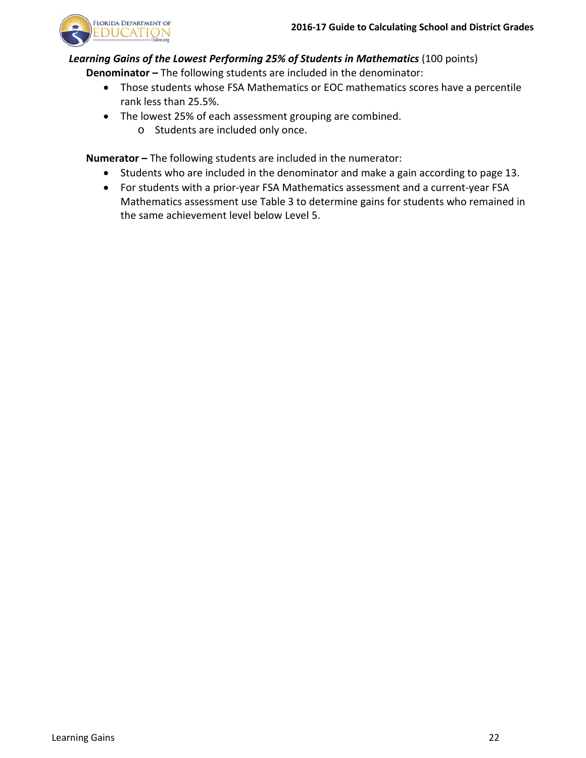***Learning Gains of the Lowest Performing 25% of Students in Mathematics*** (100 points)

**Denominator –** The following students are included in the denominator:

- Those students whose FSA Mathematics or EOC mathematics scores have a percentile rank less than 25.5%.
- The lowest 25% of each assessment grouping are combined.
  - Students are included only once.

**Numerator –** The following students are included in the numerator:

- Students who are included in the denominator and make a gain according to page 13.
- For students with a prior-year FSA Mathematics assessment and a current-year FSA Mathematics assessment use Table 3 to determine gains for students who remained in the same achievement level below Level 5.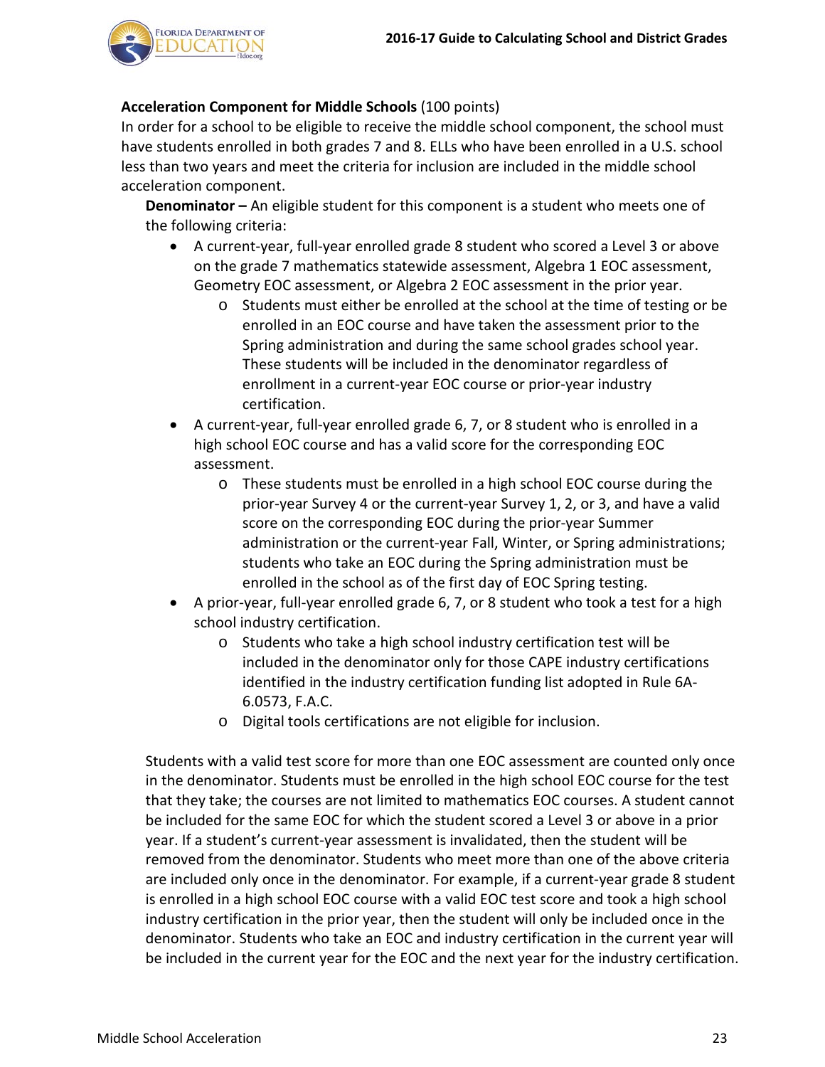**Acceleration Component for Middle Schools** (100 points)

In order for a school to be eligible to receive the middle school component, the school must have students enrolled in both grades 7 and 8. ELLs who have been enrolled in a U.S. school less than two years and meet the criteria for inclusion are included in the middle school acceleration component.

**Denominator –** An eligible student for this component is a student who meets one of the following criteria:

- A current-year, full-year enrolled grade 8 student who scored a Level 3 or above on the grade 7 mathematics statewide assessment, Algebra 1 EOC assessment, Geometry EOC assessment, or Algebra 2 EOC assessment in the prior year.
    - Students must either be enrolled at the school at the time of testing or be enrolled in an EOC course and have taken the assessment prior to the Spring administration and during the same school grades school year. These students will be included in the denominator regardless of enrollment in a current-year EOC course or prior-year industry certification.
- A current-year, full-year enrolled grade 6, 7, or 8 student who is enrolled in a high school EOC course and has a valid score for the corresponding EOC assessment.
    - These students must be enrolled in a high school EOC course during the prior-year Survey 4 or the current-year Survey 1, 2, or 3, and have a valid score on the corresponding EOC during the prior-year Summer administration or the current-year Fall, Winter, or Spring administrations; students who take an EOC during the Spring administration must be enrolled in the school as of the first day of EOC Spring testing.
- A prior-year, full-year enrolled grade 6, 7, or 8 student who took a test for a high school industry certification.
    - Students who take a high school industry certification test will be included in the denominator only for those CAPE industry certifications identified in the industry certification funding list adopted in Rule 6A-6.0573, F.A.C.
    - Digital tools certifications are not eligible for inclusion.

Students with a valid test score for more than one EOC assessment are counted only once in the denominator. Students must be enrolled in the high school EOC course for the test that they take; the courses are not limited to mathematics EOC courses. A student cannot be included for the same EOC for which the student scored a Level 3 or above in a prior year. If a student's current-year assessment is invalidated, then the student will be removed from the denominator. Students who meet more than one of the above criteria are included only once in the denominator. For example, if a current-year grade 8 student is enrolled in a high school EOC course with a valid EOC test score and took a high school industry certification in the prior year, then the student will only be included once in the denominator. Students who take an EOC and industry certification in the current year will be included in the current year for the EOC and the next year for the industry certification.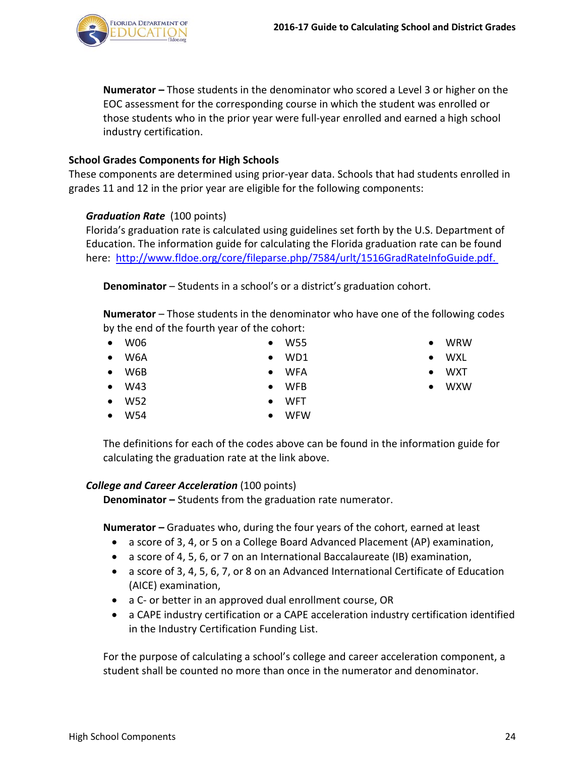**Numerator –** Those students in the denominator who scored a Level 3 or higher on the EOC assessment for the corresponding course in which the student was enrolled or those students who in the prior year were full-year enrolled and earned a high school industry certification.

### School Grades Components for High Schools

These components are determined using prior-year data. Schools that had students enrolled in grades 11 and 12 in the prior year are eligible for the following components:

***Graduation Rate*** (100 points)

Florida's graduation rate is calculated using guidelines set forth by the U.S. Department of Education. The information guide for calculating the Florida graduation rate can be found here: http://www.fldoe.org/core/fileparse.php/7584/urlt/1516GradRateInfoGuide.pdf.

**Denominator** – Students in a school's or a district's graduation cohort.

**Numerator** – Those students in the denominator who have one of the following codes by the end of the fourth year of the cohort:

- W06
- W6A
- W6B
- W43
- W52
- W54
- W55
- WD1
- WFA
- WFB
- WFT
- WFW
- WRW
- WXL
- WXT
- WXW

The definitions for each of the codes above can be found in the information guide for calculating the graduation rate at the link above.

***College and Career Acceleration*** (100 points)

**Denominator –** Students from the graduation rate numerator.

**Numerator –** Graduates who, during the four years of the cohort, earned at least

- a score of 3, 4, or 5 on a College Board Advanced Placement (AP) examination,
- a score of 4, 5, 6, or 7 on an International Baccalaureate (IB) examination,
- a score of 3, 4, 5, 6, 7, or 8 on an Advanced International Certificate of Education (AICE) examination,
- a C- or better in an approved dual enrollment course, OR
- a CAPE industry certification or a CAPE acceleration industry certification identified in the Industry Certification Funding List.

For the purpose of calculating a school's college and career acceleration component, a student shall be counted no more than once in the numerator and denominator.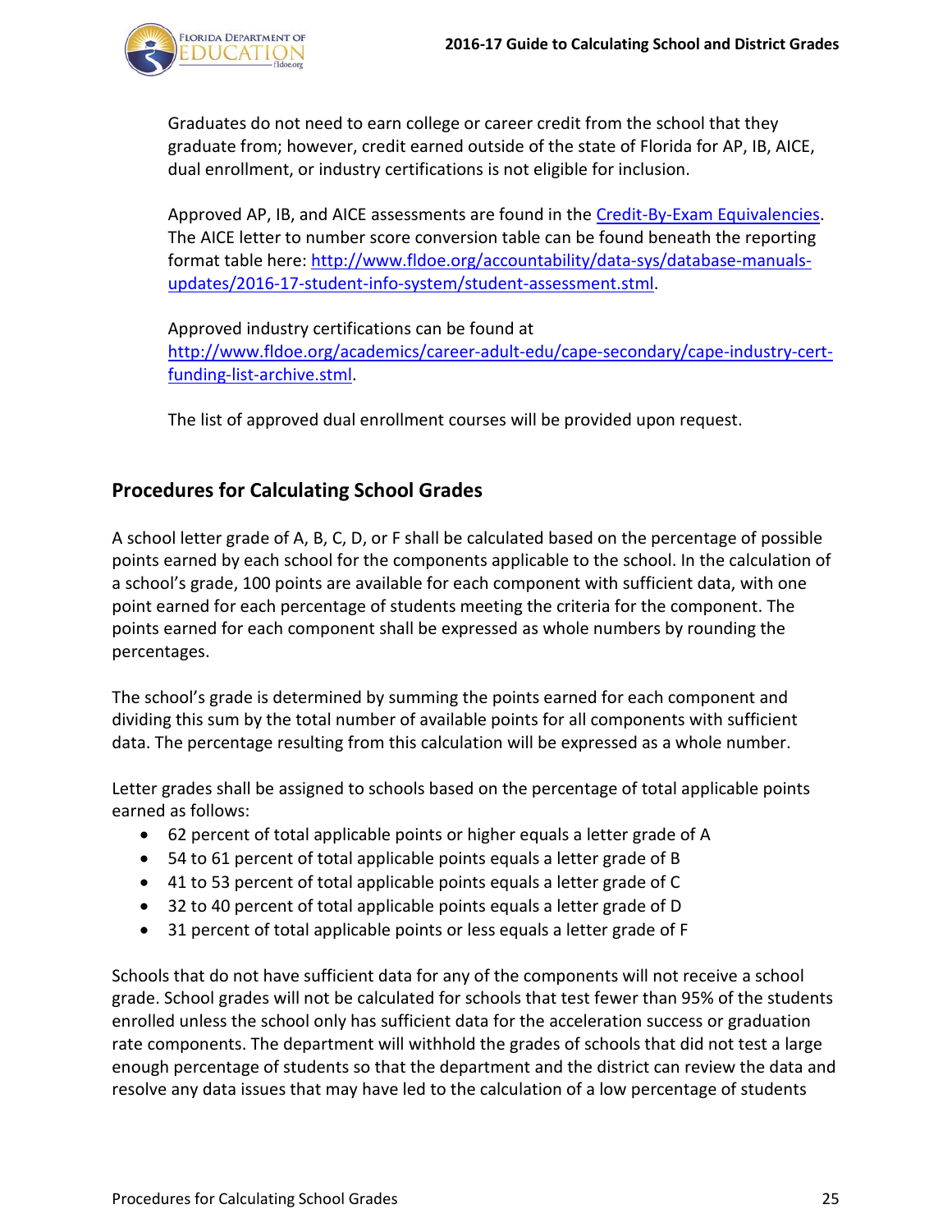Graduates do not need to earn college or career credit from the school that they graduate from; however, credit earned outside of the state of Florida for AP, IB, AICE, dual enrollment, or industry certifications is not eligible for inclusion.

Approved AP, IB, and AICE assessments are found in the [Credit-By-Exam Equivalencies](). The AICE letter to number score conversion table can be found beneath the reporting format table here: [http://www.fldoe.org/accountability/data-sys/database-manuals-updates/2016-17-student-info-system/student-assessment.stml](http://www.fldoe.org/accountability/data-sys/database-manuals-updates/2016-17-student-info-system/student-assessment.stml).

Approved industry certifications can be found at [http://www.fldoe.org/academics/career-adult-edu/cape-secondary/cape-industry-cert-funding-list-archive.stml](http://www.fldoe.org/academics/career-adult-edu/cape-secondary/cape-industry-cert-funding-list-archive.stml).

The list of approved dual enrollment courses will be provided upon request.

## Procedures for Calculating School Grades

A school letter grade of A, B, C, D, or F shall be calculated based on the percentage of possible points earned by each school for the components applicable to the school. In the calculation of a school's grade, 100 points are available for each component with sufficient data, with one point earned for each percentage of students meeting the criteria for the component. The points earned for each component shall be expressed as whole numbers by rounding the percentages.

The school's grade is determined by summing the points earned for each component and dividing this sum by the total number of available points for all components with sufficient data. The percentage resulting from this calculation will be expressed as a whole number.

Letter grades shall be assigned to schools based on the percentage of total applicable points earned as follows:

- 62 percent of total applicable points or higher equals a letter grade of A
- 54 to 61 percent of total applicable points equals a letter grade of B
- 41 to 53 percent of total applicable points equals a letter grade of C
- 32 to 40 percent of total applicable points equals a letter grade of D
- 31 percent of total applicable points or less equals a letter grade of F

Schools that do not have sufficient data for any of the components will not receive a school grade. School grades will not be calculated for schools that test fewer than 95% of the students enrolled unless the school only has sufficient data for the acceleration success or graduation rate components. The department will withhold the grades of schools that did not test a large enough percentage of students so that the department and the district can review the data and resolve any data issues that may have led to the calculation of a low percentage of students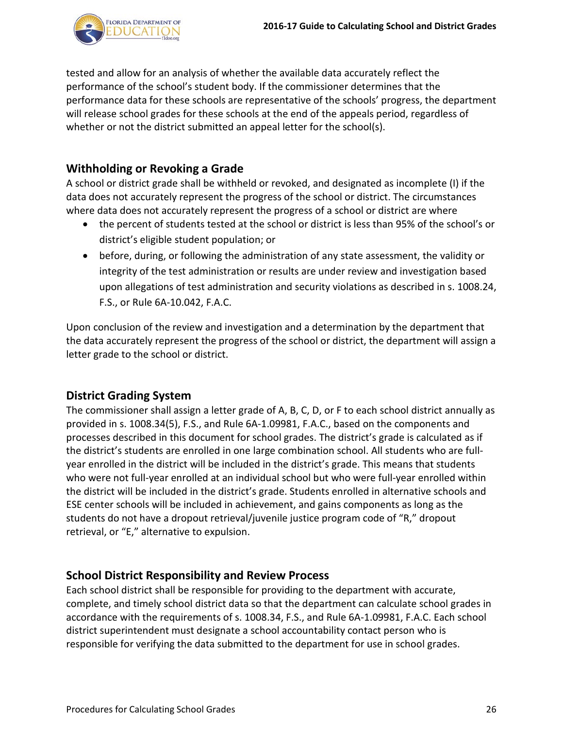tested and allow for an analysis of whether the available data accurately reflect the performance of the school's student body. If the commissioner determines that the performance data for these schools are representative of the schools' progress, the department will release school grades for these schools at the end of the appeals period, regardless of whether or not the district submitted an appeal letter for the school(s).

## Withholding or Revoking a Grade

A school or district grade shall be withheld or revoked, and designated as incomplete (I) if the data does not accurately represent the progress of the school or district. The circumstances where data does not accurately represent the progress of a school or district are where

- the percent of students tested at the school or district is less than 95% of the school's or district's eligible student population; or
- before, during, or following the administration of any state assessment, the validity or integrity of the test administration or results are under review and investigation based upon allegations of test administration and security violations as described in s. 1008.24, F.S., or Rule 6A-10.042, F.A.C.

Upon conclusion of the review and investigation and a determination by the department that the data accurately represent the progress of the school or district, the department will assign a letter grade to the school or district.

## District Grading System

The commissioner shall assign a letter grade of A, B, C, D, or F to each school district annually as provided in s. 1008.34(5), F.S., and Rule 6A-1.09981, F.A.C., based on the components and processes described in this document for school grades. The district's grade is calculated as if the district's students are enrolled in one large combination school. All students who are full-year enrolled in the district will be included in the district's grade. This means that students who were not full-year enrolled at an individual school but who were full-year enrolled within the district will be included in the district's grade. Students enrolled in alternative schools and ESE center schools will be included in achievement, and gains components as long as the students do not have a dropout retrieval/juvenile justice program code of "R," dropout retrieval, or "E," alternative to expulsion.

## School District Responsibility and Review Process

Each school district shall be responsible for providing to the department with accurate, complete, and timely school district data so that the department can calculate school grades in accordance with the requirements of s. 1008.34, F.S., and Rule 6A-1.09981, F.A.C. Each school district superintendent must designate a school accountability contact person who is responsible for verifying the data submitted to the department for use in school grades.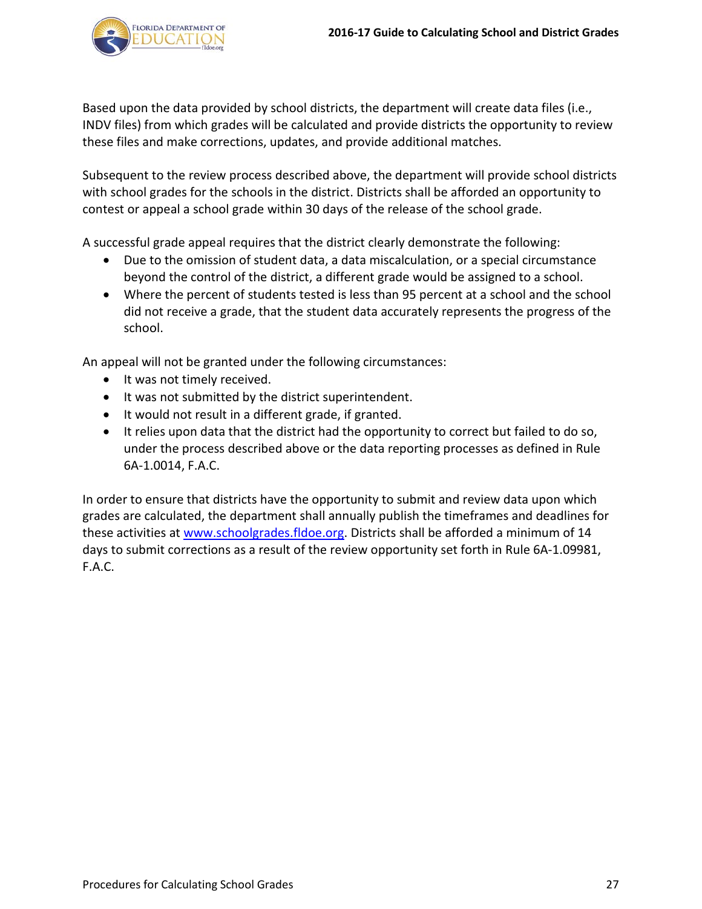Based upon the data provided by school districts, the department will create data files (i.e., INDV files) from which grades will be calculated and provide districts the opportunity to review these files and make corrections, updates, and provide additional matches.

Subsequent to the review process described above, the department will provide school districts with school grades for the schools in the district. Districts shall be afforded an opportunity to contest or appeal a school grade within 30 days of the release of the school grade.

A successful grade appeal requires that the district clearly demonstrate the following:

- Due to the omission of student data, a data miscalculation, or a special circumstance beyond the control of the district, a different grade would be assigned to a school.
- Where the percent of students tested is less than 95 percent at a school and the school did not receive a grade, that the student data accurately represents the progress of the school.

An appeal will not be granted under the following circumstances:

- It was not timely received.
- It was not submitted by the district superintendent.
- It would not result in a different grade, if granted.
- It relies upon data that the district had the opportunity to correct but failed to do so, under the process described above or the data reporting processes as defined in Rule 6A-1.0014, F.A.C.

In order to ensure that districts have the opportunity to submit and review data upon which grades are calculated, the department shall annually publish the timeframes and deadlines for these activities at [www.schoolgrades.fldoe.org](www.schoolgrades.fldoe.org). Districts shall be afforded a minimum of 14 days to submit corrections as a result of the review opportunity set forth in Rule 6A-1.09981, F.A.C.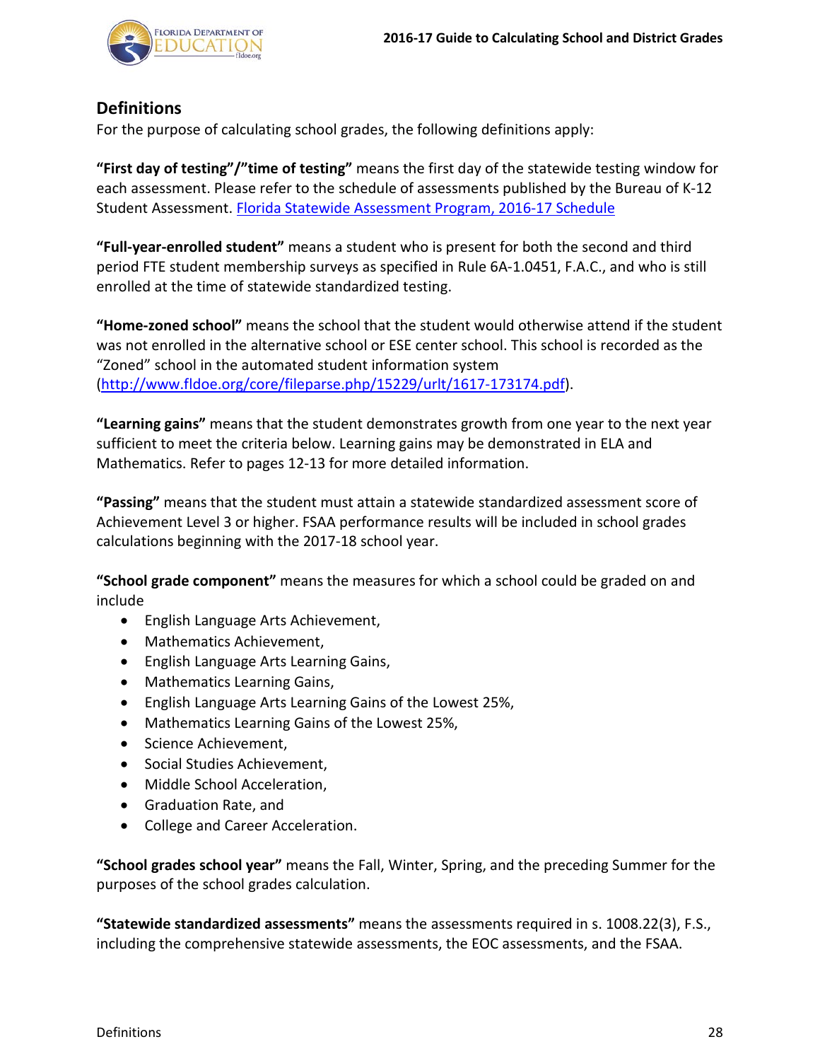## Definitions

For the purpose of calculating school grades, the following definitions apply:

**"First day of testing"/"time of testing"** means the first day of the statewide testing window for each assessment. Please refer to the schedule of assessments published by the Bureau of K-12 Student Assessment. [Florida Statewide Assessment Program, 2016-17 Schedule]

**"Full-year-enrolled student"** means a student who is present for both the second and third period FTE student membership surveys as specified in Rule 6A-1.0451, F.A.C., and who is still enrolled at the time of statewide standardized testing.

**"Home-zoned school"** means the school that the student would otherwise attend if the student was not enrolled in the alternative school or ESE center school. This school is recorded as the "Zoned" school in the automated student information system (http://www.fldoe.org/core/fileparse.php/15229/urlt/1617-173174.pdf).

**"Learning gains"** means that the student demonstrates growth from one year to the next year sufficient to meet the criteria below. Learning gains may be demonstrated in ELA and Mathematics. Refer to pages 12-13 for more detailed information.

**"Passing"** means that the student must attain a statewide standardized assessment score of Achievement Level 3 or higher. FSAA performance results will be included in school grades calculations beginning with the 2017-18 school year.

**"School grade component"** means the measures for which a school could be graded on and include

- English Language Arts Achievement,
- Mathematics Achievement,
- English Language Arts Learning Gains,
- Mathematics Learning Gains,
- English Language Arts Learning Gains of the Lowest 25%,
- Mathematics Learning Gains of the Lowest 25%,
- Science Achievement,
- Social Studies Achievement,
- Middle School Acceleration,
- Graduation Rate, and
- College and Career Acceleration.

**"School grades school year"** means the Fall, Winter, Spring, and the preceding Summer for the purposes of the school grades calculation.

**"Statewide standardized assessments"** means the assessments required in s. 1008.22(3), F.S., including the comprehensive statewide assessments, the EOC assessments, and the FSAA.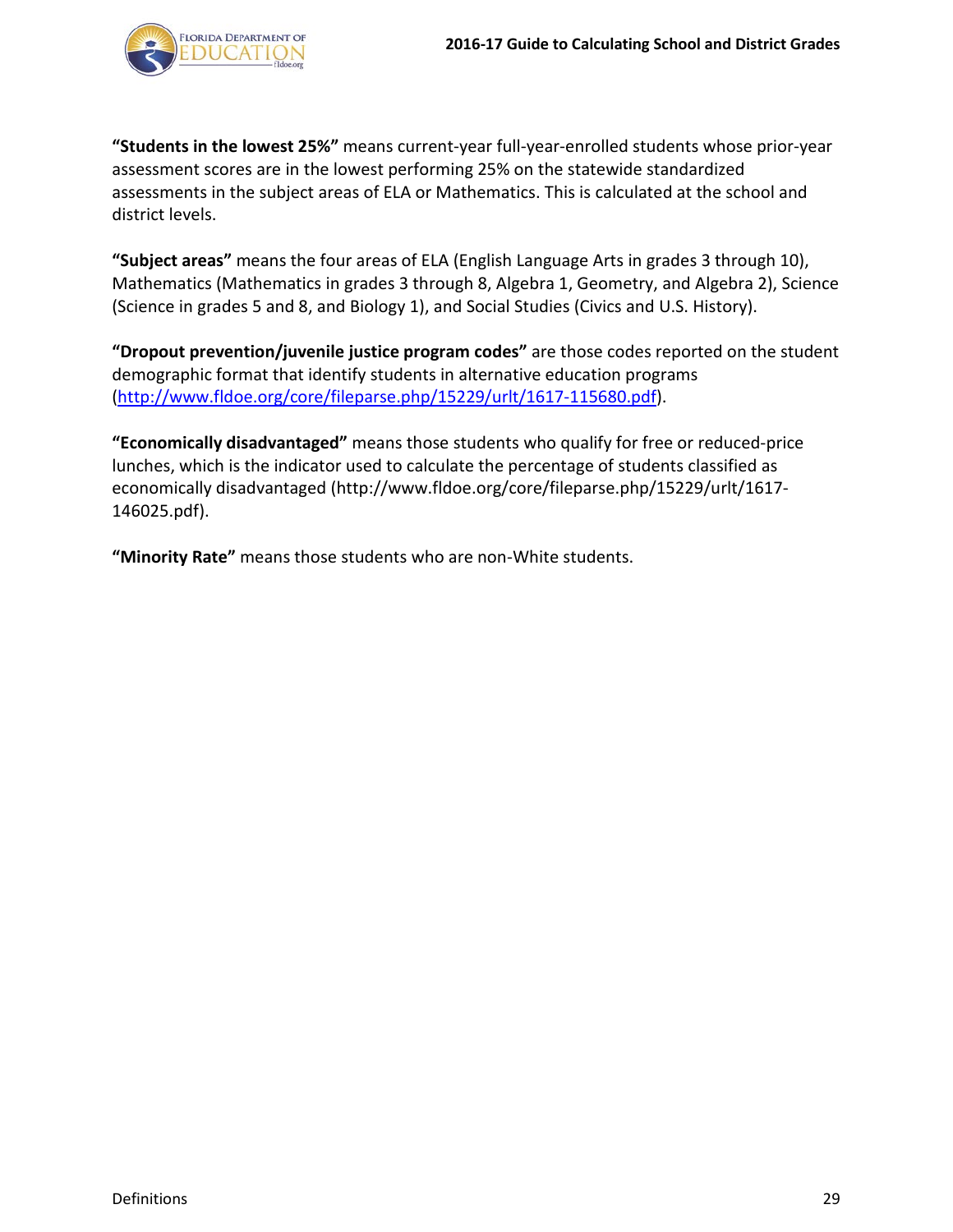**"Students in the lowest 25%"** means current-year full-year-enrolled students whose prior-year assessment scores are in the lowest performing 25% on the statewide standardized assessments in the subject areas of ELA or Mathematics. This is calculated at the school and district levels.

**"Subject areas"** means the four areas of ELA (English Language Arts in grades 3 through 10), Mathematics (Mathematics in grades 3 through 8, Algebra 1, Geometry, and Algebra 2), Science (Science in grades 5 and 8, and Biology 1), and Social Studies (Civics and U.S. History).

**"Dropout prevention/juvenile justice program codes"** are those codes reported on the student demographic format that identify students in alternative education programs (http://www.fldoe.org/core/fileparse.php/15229/urlt/1617-115680.pdf).

**"Economically disadvantaged"** means those students who qualify for free or reduced-price lunches, which is the indicator used to calculate the percentage of students classified as economically disadvantaged (http://www.fldoe.org/core/fileparse.php/15229/urlt/1617-146025.pdf).

**"Minority Rate"** means those students who are non-White students.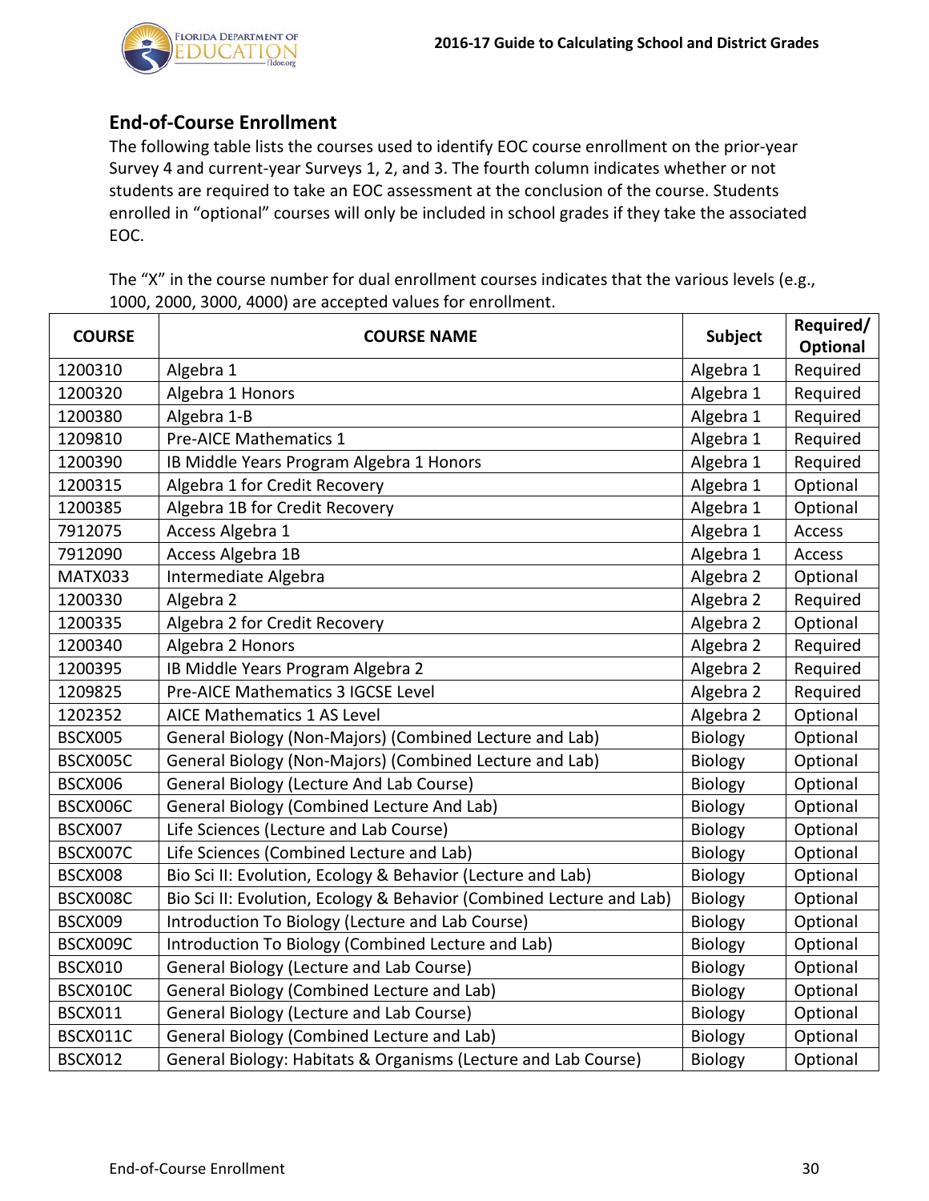## End-of-Course Enrollment

The following table lists the courses used to identify EOC course enrollment on the prior-year Survey 4 and current-year Surveys 1, 2, and 3. The fourth column indicates whether or not students are required to take an EOC assessment at the conclusion of the course. Students enrolled in "optional" courses will only be included in school grades if they take the associated EOC.

The "X" in the course number for dual enrollment courses indicates that the various levels (e.g., 1000, 2000, 3000, 4000) are accepted values for enrollment.

| COURSE | COURSE NAME | Subject | Required/ Optional |
|---|---|---|---|
| 1200310 | Algebra 1 | Algebra 1 | Required |
| 1200320 | Algebra 1 Honors | Algebra 1 | Required |
| 1200380 | Algebra 1-B | Algebra 1 | Required |
| 1209810 | Pre-AICE Mathematics 1 | Algebra 1 | Required |
| 1200390 | IB Middle Years Program Algebra 1 Honors | Algebra 1 | Required |
| 1200315 | Algebra 1 for Credit Recovery | Algebra 1 | Optional |
| 1200385 | Algebra 1B for Credit Recovery | Algebra 1 | Optional |
| 7912075 | Access Algebra 1 | Algebra 1 | Access |
| 7912090 | Access Algebra 1B | Algebra 1 | Access |
| MATX033 | Intermediate Algebra | Algebra 2 | Optional |
| 1200330 | Algebra 2 | Algebra 2 | Required |
| 1200335 | Algebra 2 for Credit Recovery | Algebra 2 | Optional |
| 1200340 | Algebra 2 Honors | Algebra 2 | Required |
| 1200395 | IB Middle Years Program Algebra 2 | Algebra 2 | Required |
| 1209825 | Pre-AICE Mathematics 3 IGCSE Level | Algebra 2 | Required |
| 1202352 | AICE Mathematics 1 AS Level | Algebra 2 | Optional |
| BSCX005 | General Biology (Non-Majors) (Combined Lecture and Lab) | Biology | Optional |
| BSCX005C | General Biology (Non-Majors) (Combined Lecture and Lab) | Biology | Optional |
| BSCX006 | General Biology (Lecture And Lab Course) | Biology | Optional |
| BSCX006C | General Biology (Combined Lecture And Lab) | Biology | Optional |
| BSCX007 | Life Sciences (Lecture and Lab Course) | Biology | Optional |
| BSCX007C | Life Sciences (Combined Lecture and Lab) | Biology | Optional |
| BSCX008 | Bio Sci II: Evolution, Ecology & Behavior (Lecture and Lab) | Biology | Optional |
| BSCX008C | Bio Sci II: Evolution, Ecology & Behavior (Combined Lecture and Lab) | Biology | Optional |
| BSCX009 | Introduction To Biology (Lecture and Lab Course) | Biology | Optional |
| BSCX009C | Introduction To Biology (Combined Lecture and Lab) | Biology | Optional |
| BSCX010 | General Biology (Lecture and Lab Course) | Biology | Optional |
| BSCX010C | General Biology (Combined Lecture and Lab) | Biology | Optional |
| BSCX011 | General Biology (Lecture and Lab Course) | Biology | Optional |
| BSCX011C | General Biology (Combined Lecture and Lab) | Biology | Optional |
| BSCX012 | General Biology: Habitats & Organisms (Lecture and Lab Course) | Biology | Optional |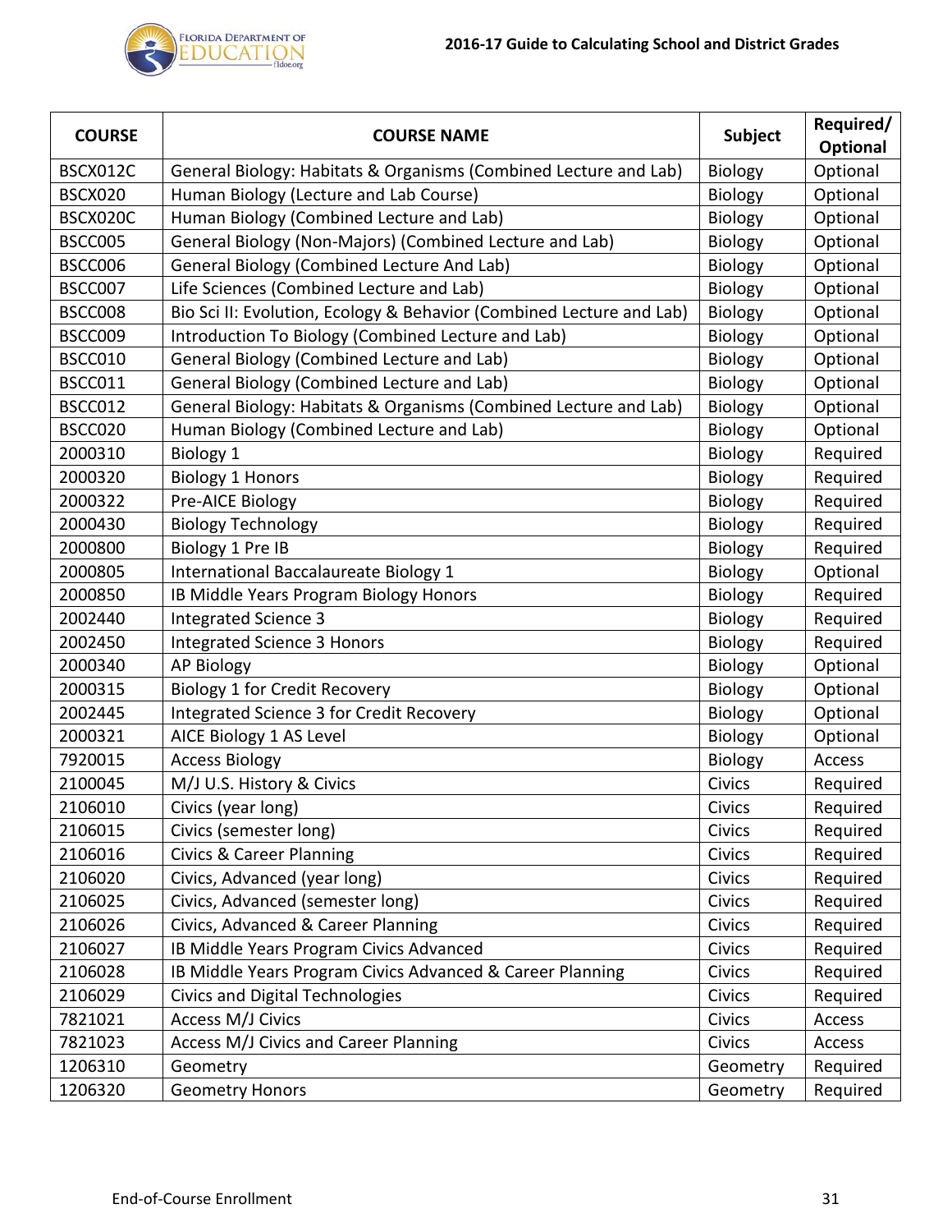| COURSE | COURSE NAME | Subject | Required/ Optional |
|---|---|---|---|
| BSCX012C | General Biology: Habitats & Organisms (Combined Lecture and Lab) | Biology | Optional |
| BSCX020 | Human Biology (Lecture and Lab Course) | Biology | Optional |
| BSCX020C | Human Biology (Combined Lecture and Lab) | Biology | Optional |
| BSCC005 | General Biology (Non-Majors) (Combined Lecture and Lab) | Biology | Optional |
| BSCC006 | General Biology (Combined Lecture And Lab) | Biology | Optional |
| BSCC007 | Life Sciences (Combined Lecture and Lab) | Biology | Optional |
| BSCC008 | Bio Sci II: Evolution, Ecology & Behavior (Combined Lecture and Lab) | Biology | Optional |
| BSCC009 | Introduction To Biology (Combined Lecture and Lab) | Biology | Optional |
| BSCC010 | General Biology (Combined Lecture and Lab) | Biology | Optional |
| BSCC011 | General Biology (Combined Lecture and Lab) | Biology | Optional |
| BSCC012 | General Biology: Habitats & Organisms (Combined Lecture and Lab) | Biology | Optional |
| BSCC020 | Human Biology (Combined Lecture and Lab) | Biology | Optional |
| 2000310 | Biology 1 | Biology | Required |
| 2000320 | Biology 1 Honors | Biology | Required |
| 2000322 | Pre-AICE Biology | Biology | Required |
| 2000430 | Biology Technology | Biology | Required |
| 2000800 | Biology 1 Pre IB | Biology | Required |
| 2000805 | International Baccalaureate Biology 1 | Biology | Optional |
| 2000850 | IB Middle Years Program Biology Honors | Biology | Required |
| 2002440 | Integrated Science 3 | Biology | Required |
| 2002450 | Integrated Science 3 Honors | Biology | Required |
| 2000340 | AP Biology | Biology | Optional |
| 2000315 | Biology 1 for Credit Recovery | Biology | Optional |
| 2002445 | Integrated Science 3 for Credit Recovery | Biology | Optional |
| 2000321 | AICE Biology 1 AS Level | Biology | Optional |
| 7920015 | Access Biology | Biology | Access |
| 2100045 | M/J U.S. History & Civics | Civics | Required |
| 2106010 | Civics (year long) | Civics | Required |
| 2106015 | Civics (semester long) | Civics | Required |
| 2106016 | Civics & Career Planning | Civics | Required |
| 2106020 | Civics, Advanced (year long) | Civics | Required |
| 2106025 | Civics, Advanced (semester long) | Civics | Required |
| 2106026 | Civics, Advanced & Career Planning | Civics | Required |
| 2106027 | IB Middle Years Program Civics Advanced | Civics | Required |
| 2106028 | IB Middle Years Program Civics Advanced & Career Planning | Civics | Required |
| 2106029 | Civics and Digital Technologies | Civics | Required |
| 7821021 | Access M/J Civics | Civics | Access |
| 7821023 | Access M/J Civics and Career Planning | Civics | Access |
| 1206310 | Geometry | Geometry | Required |
| 1206320 | Geometry Honors | Geometry | Required |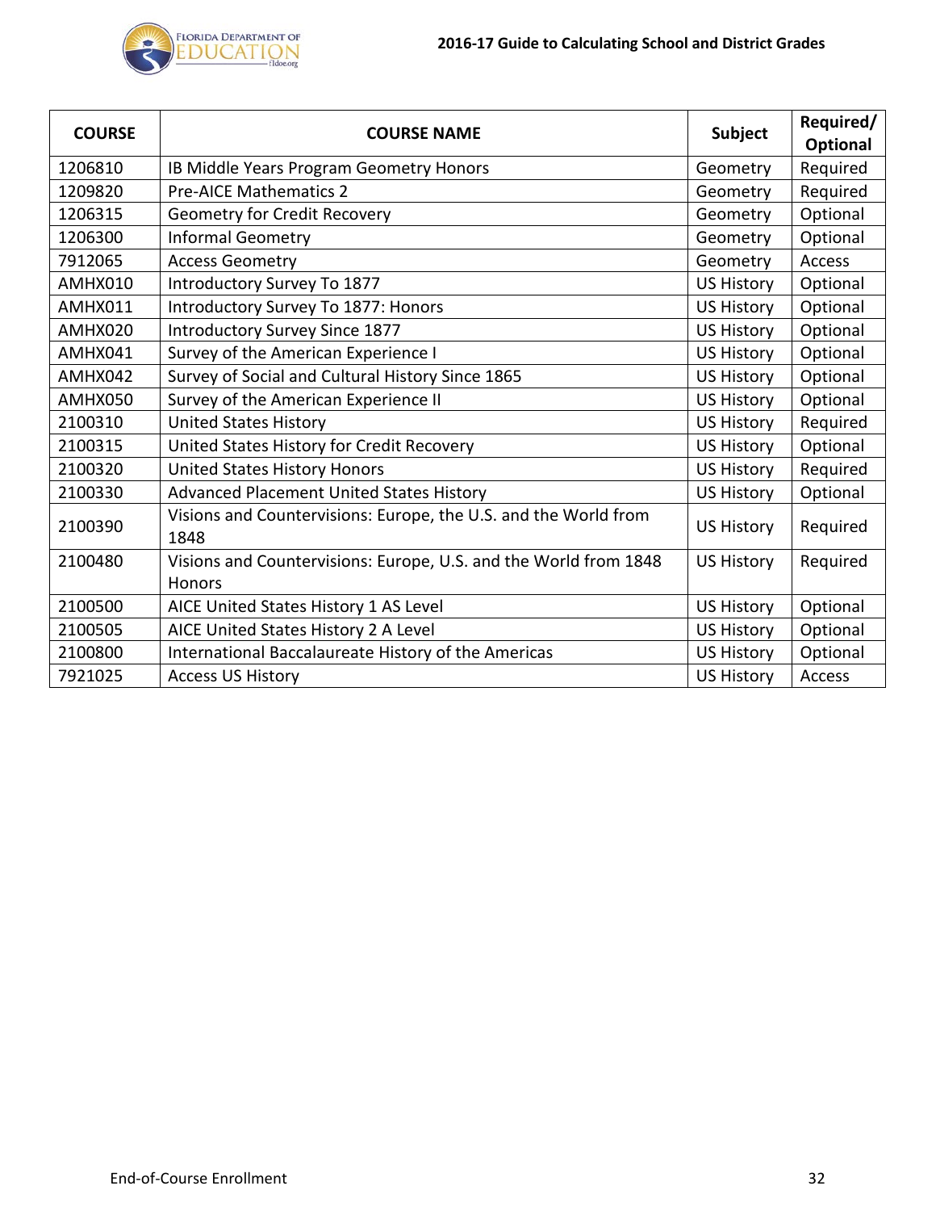| COURSE | COURSE NAME | Subject | Required/ Optional |
|---|---|---|---|
| 1206810 | IB Middle Years Program Geometry Honors | Geometry | Required |
| 1209820 | Pre-AICE Mathematics 2 | Geometry | Required |
| 1206315 | Geometry for Credit Recovery | Geometry | Optional |
| 1206300 | Informal Geometry | Geometry | Optional |
| 7912065 | Access Geometry | Geometry | Access |
| AMHX010 | Introductory Survey To 1877 | US History | Optional |
| AMHX011 | Introductory Survey To 1877: Honors | US History | Optional |
| AMHX020 | Introductory Survey Since 1877 | US History | Optional |
| AMHX041 | Survey of the American Experience I | US History | Optional |
| AMHX042 | Survey of Social and Cultural History Since 1865 | US History | Optional |
| AMHX050 | Survey of the American Experience II | US History | Optional |
| 2100310 | United States History | US History | Required |
| 2100315 | United States History for Credit Recovery | US History | Optional |
| 2100320 | United States History Honors | US History | Required |
| 2100330 | Advanced Placement United States History | US History | Optional |
| 2100390 | Visions and Countervisions: Europe, the U.S. and the World from 1848 | US History | Required |
| 2100480 | Visions and Countervisions: Europe, U.S. and the World from 1848 Honors | US History | Required |
| 2100500 | AICE United States History 1 AS Level | US History | Optional |
| 2100505 | AICE United States History 2 A Level | US History | Optional |
| 2100800 | International Baccalaureate History of the Americas | US History | Optional |
| 7921025 | Access US History | US History | Access |